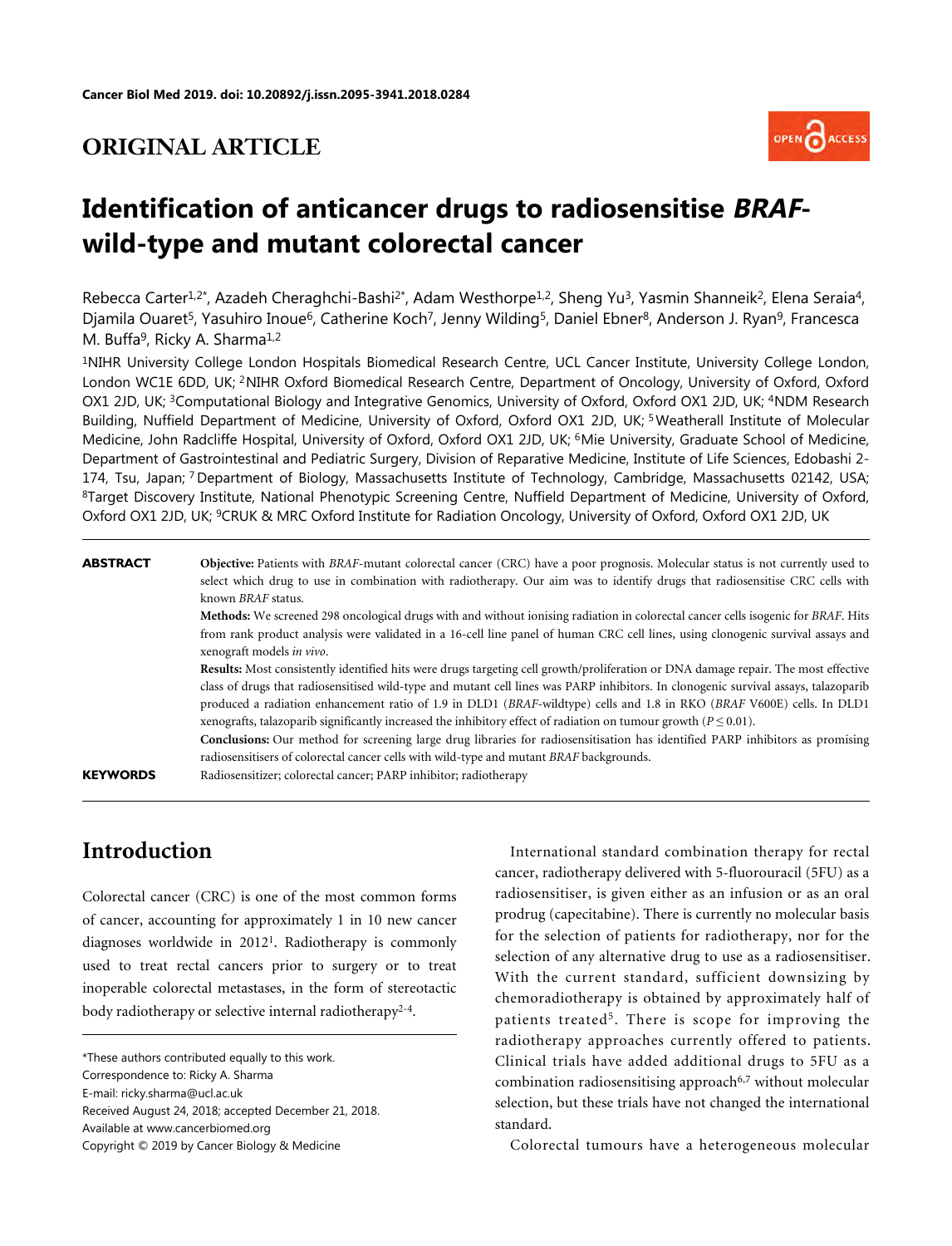**Cancer Biol Med 2019. doi: 10.20892/j.issn.2095-3941.2018.0284**

## ORIGINAL ARTICLE

# Identification of anticancer drugs to radiosensitise *BRAF*-wild-type and mutant colorectal cancer

Rebecca Carter[1,2*], Azadeh Cheraghchi-Bashi[2*], Adam Westhorpe[1,2], Sheng Yu[3], Yasmin Shanneik[2], Elena Seraia[4], Djamila Ouaret[5], Yasuhiro Inoue[6], Catherine Koch[7], Jenny Wilding[5], Daniel Ebner[8], Anderson J. Ryan[9], Francesca M. Buffa[9], Ricky A. Sharma[1,2]

[1]NIHR University College London Hospitals Biomedical Research Centre, UCL Cancer Institute, University College London, London WC1E 6DD, UK; [2]NIHR Oxford Biomedical Research Centre, Department of Oncology, University of Oxford, Oxford OX1 2JD, UK; [3]Computational Biology and Integrative Genomics, University of Oxford, Oxford OX1 2JD, UK; [4]NDM Research Building, Nuffield Department of Medicine, University of Oxford, Oxford OX1 2JD, UK; [5]Weatherall Institute of Molecular Medicine, John Radcliffe Hospital, University of Oxford, Oxford OX1 2JD, UK; [6]Mie University, Graduate School of Medicine, Department of Gastrointestinal and Pediatric Surgery, Division of Reparative Medicine, Institute of Life Sciences, Edobashi 2-174, Tsu, Japan; [7]Department of Biology, Massachusetts Institute of Technology, Cambridge, Massachusetts 02142, USA; [8]Target Discovery Institute, National Phenotypic Screening Centre, Nuffield Department of Medicine, University of Oxford, Oxford OX1 2JD, UK; [9]CRUK & MRC Oxford Institute for Radiation Oncology, University of Oxford, Oxford OX1 2JD, UK

**ABSTRACT**

**Objective:** Patients with *BRAF*-mutant colorectal cancer (CRC) have a poor prognosis. Molecular status is not currently used to select which drug to use in combination with radiotherapy. Our aim was to identify drugs that radiosensitise CRC cells with known *BRAF* status.

**Methods:** We screened 298 oncological drugs with and without ionising radiation in colorectal cancer cells isogenic for *BRAF*. Hits from rank product analysis were validated in a 16-cell line panel of human CRC cell lines, using clonogenic survival assays and xenograft models *in vivo*.

**Results:** Most consistently identified hits were drugs targeting cell growth/proliferation or DNA damage repair. The most effective class of drugs that radiosensitised wild-type and mutant cell lines was PARP inhibitors. In clonogenic survival assays, talazoparib produced a radiation enhancement ratio of 1.9 in DLD1 (*BRAF*-wildtype) cells and 1.8 in RKO (*BRAF* V600E) cells. In DLD1 xenografts, talazoparib significantly increased the inhibitory effect of radiation on tumour growth ($P \leq 0.01$).

**Conclusions:** Our method for screening large drug libraries for radiosensitisation has identified PARP inhibitors as promising radiosensitisers of colorectal cancer cells with wild-type and mutant *BRAF* backgrounds.

**KEYWORDS** Radiosensitizer; colorectal cancer; PARP inhibitor; radiotherapy

## Introduction

Colorectal cancer (CRC) is one of the most common forms of cancer, accounting for approximately 1 in 10 new cancer diagnoses worldwide in 2012[1]. Radiotherapy is commonly used to treat rectal cancers prior to surgery or to treat inoperable colorectal metastases, in the form of stereotactic body radiotherapy or selective internal radiotherapy[2-4].

International standard combination therapy for rectal cancer, radiotherapy delivered with 5-fluorouracil (5FU) as a radiosensitiser, is given either as an infusion or as an oral prodrug (capecitabine). There is currently no molecular basis for the selection of patients for radiotherapy, nor for the selection of any alternative drug to use as a radiosensitiser. With the current standard, sufficient downsizing by chemoradiotherapy is obtained by approximately half of patients treated[5]. There is scope for improving the radiotherapy approaches currently offered to patients. Clinical trials have added additional drugs to 5FU as a combination radiosensitising approach[6,7] without molecular selection, but these trials have not changed the international standard.

Colorectal tumours have a heterogeneous molecular

*These authors contributed equally to this work.
Correspondence to: Ricky A. Sharma
E-mail: ricky.sharma@ucl.ac.uk
Received August 24, 2018; accepted December 21, 2018.
Available at www.cancerbiomed.org
Copyright © 2019 by Cancer Biology & Medicine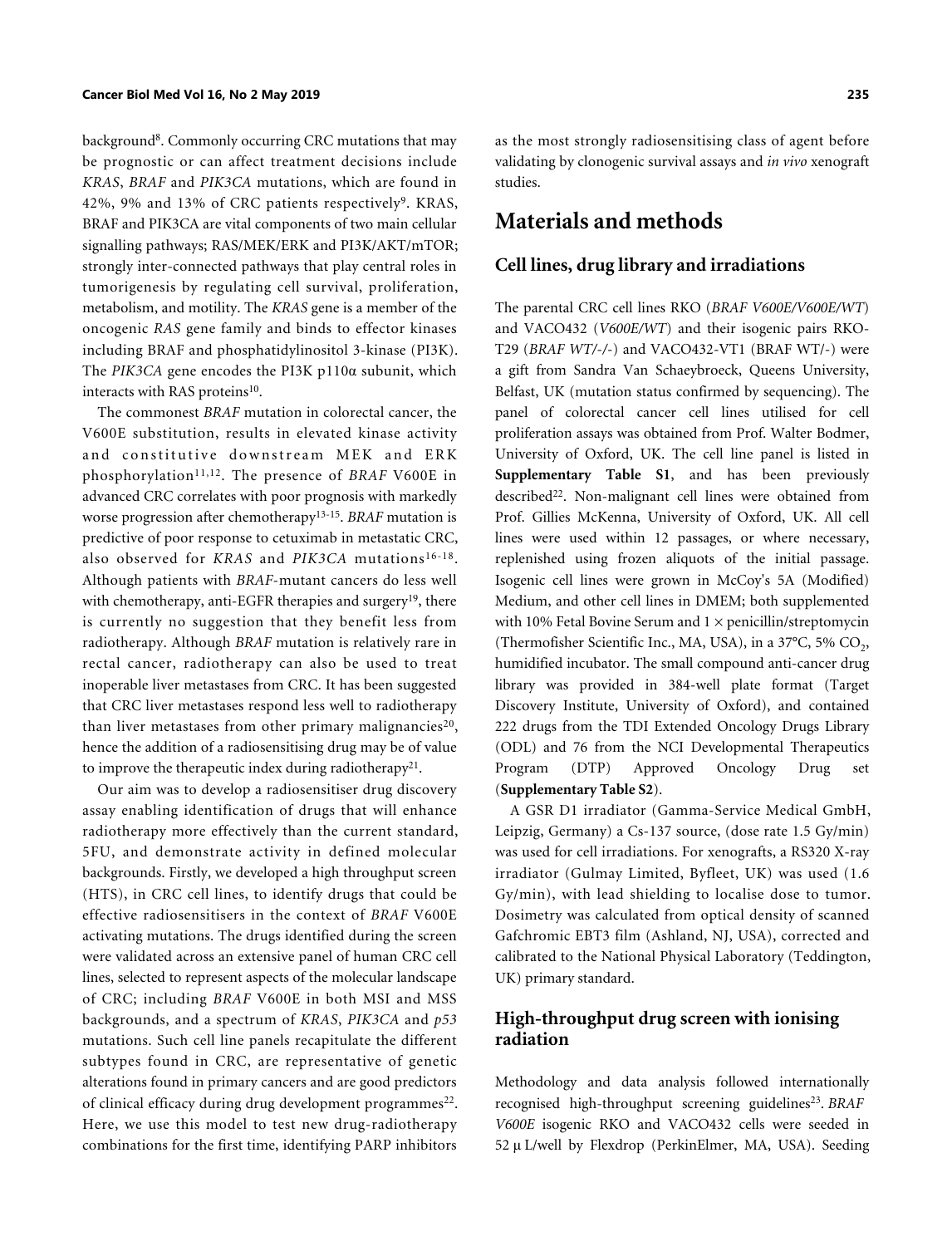background[8]. Commonly occurring CRC mutations that may be prognostic or can affect treatment decisions include *KRAS*, *BRAF* and *PIK3CA* mutations, which are found in 42%, 9% and 13% of CRC patients respectively[9]. KRAS, BRAF and PIK3CA are vital components of two main cellular signalling pathways; RAS/MEK/ERK and PI3K/AKT/mTOR; strongly inter-connected pathways that play central roles in tumorigenesis by regulating cell survival, proliferation, metabolism, and motility. The *KRAS* gene is a member of the oncogenic *RAS* gene family and binds to effector kinases including BRAF and phosphatidylinositol 3-kinase (PI3K). The *PIK3CA* gene encodes the PI3K p110α subunit, which interacts with RAS proteins[10].

The commonest *BRAF* mutation in colorectal cancer, the V600E substitution, results in elevated kinase activity and constitutive downstream MEK and ERK phosphorylation[11,12]. The presence of *BRAF* V600E in advanced CRC correlates with poor prognosis with markedly worse progression after chemotherapy[13-15]. *BRAF* mutation is predictive of poor response to cetuximab in metastatic CRC, also observed for *KRAS* and *PIK3CA* mutations[16-18]. Although patients with *BRAF*-mutant cancers do less well with chemotherapy, anti-EGFR therapies and surgery[19], there is currently no suggestion that they benefit less from radiotherapy. Although *BRAF* mutation is relatively rare in rectal cancer, radiotherapy can also be used to treat inoperable liver metastases from CRC. It has been suggested that CRC liver metastases respond less well to radiotherapy than liver metastases from other primary malignancies[20], hence the addition of a radiosensitising drug may be of value to improve the therapeutic index during radiotherapy[21].

Our aim was to develop a radiosensitiser drug discovery assay enabling identification of drugs that will enhance radiotherapy more effectively than the current standard, 5FU, and demonstrate activity in defined molecular backgrounds. Firstly, we developed a high throughput screen (HTS), in CRC cell lines, to identify drugs that could be effective radiosensitisers in the context of *BRAF* V600E activating mutations. The drugs identified during the screen were validated across an extensive panel of human CRC cell lines, selected to represent aspects of the molecular landscape of CRC; including *BRAF* V600E in both MSI and MSS backgrounds, and a spectrum of *KRAS*, *PIK3CA* and *p53* mutations. Such cell line panels recapitulate the different subtypes found in CRC, are representative of genetic alterations found in primary cancers and are good predictors of clinical efficacy during drug development programmes[22]. Here, we use this model to test new drug-radiotherapy combinations for the first time, identifying PARP inhibitors as the most strongly radiosensitising class of agent before validating by clonogenic survival assays and *in vivo* xenograft studies.

# Materials and methods

## Cell lines, drug library and irradiations

The parental CRC cell lines RKO (*BRAF V600E/V600E/WT*) and VACO432 (*V600E/WT*) and their isogenic pairs RKO-T29 (*BRAF WT/-/-*) and VACO432-VT1 (BRAF WT/-) were a gift from Sandra Van Schaeybroeck, Queens University, Belfast, UK (mutation status confirmed by sequencing). The panel of colorectal cancer cell lines utilised for cell proliferation assays was obtained from Prof. Walter Bodmer, University of Oxford, UK. The cell line panel is listed in **Supplementary Table S1**, and has been previously described[22]. Non-malignant cell lines were obtained from Prof. Gillies McKenna, University of Oxford, UK. All cell lines were used within 12 passages, or where necessary, replenished using frozen aliquots of the initial passage. Isogenic cell lines were grown in McCoy's 5A (Modified) Medium, and other cell lines in DMEM; both supplemented with 10% Fetal Bovine Serum and 1 × penicillin/streptomycin (Thermofisher Scientific Inc., MA, USA), in a 37°C, 5% $CO_2$, humidified incubator. The small compound anti-cancer drug library was provided in 384-well plate format (Target Discovery Institute, University of Oxford), and contained 222 drugs from the TDI Extended Oncology Drugs Library (ODL) and 76 from the NCI Developmental Therapeutics Program (DTP) Approved Oncology Drug set (**Supplementary Table S2**).

A GSR D1 irradiator (Gamma-Service Medical GmbH, Leipzig, Germany) a Cs-137 source, (dose rate 1.5 Gy/min) was used for cell irradiations. For xenografts, a RS320 X-ray irradiator (Gulmay Limited, Byfleet, UK) was used (1.6 Gy/min), with lead shielding to localise dose to tumor. Dosimetry was calculated from optical density of scanned Gafchromic EBT3 film (Ashland, NJ, USA), corrected and calibrated to the National Physical Laboratory (Teddington, UK) primary standard.

## High-throughput drug screen with ionising radiation

Methodology and data analysis followed internationally recognised high-throughput screening guidelines[23]. *BRAF V600E* isogenic RKO and VACO432 cells were seeded in 52 μL/well by Flexdrop (PerkinElmer, MA, USA). Seeding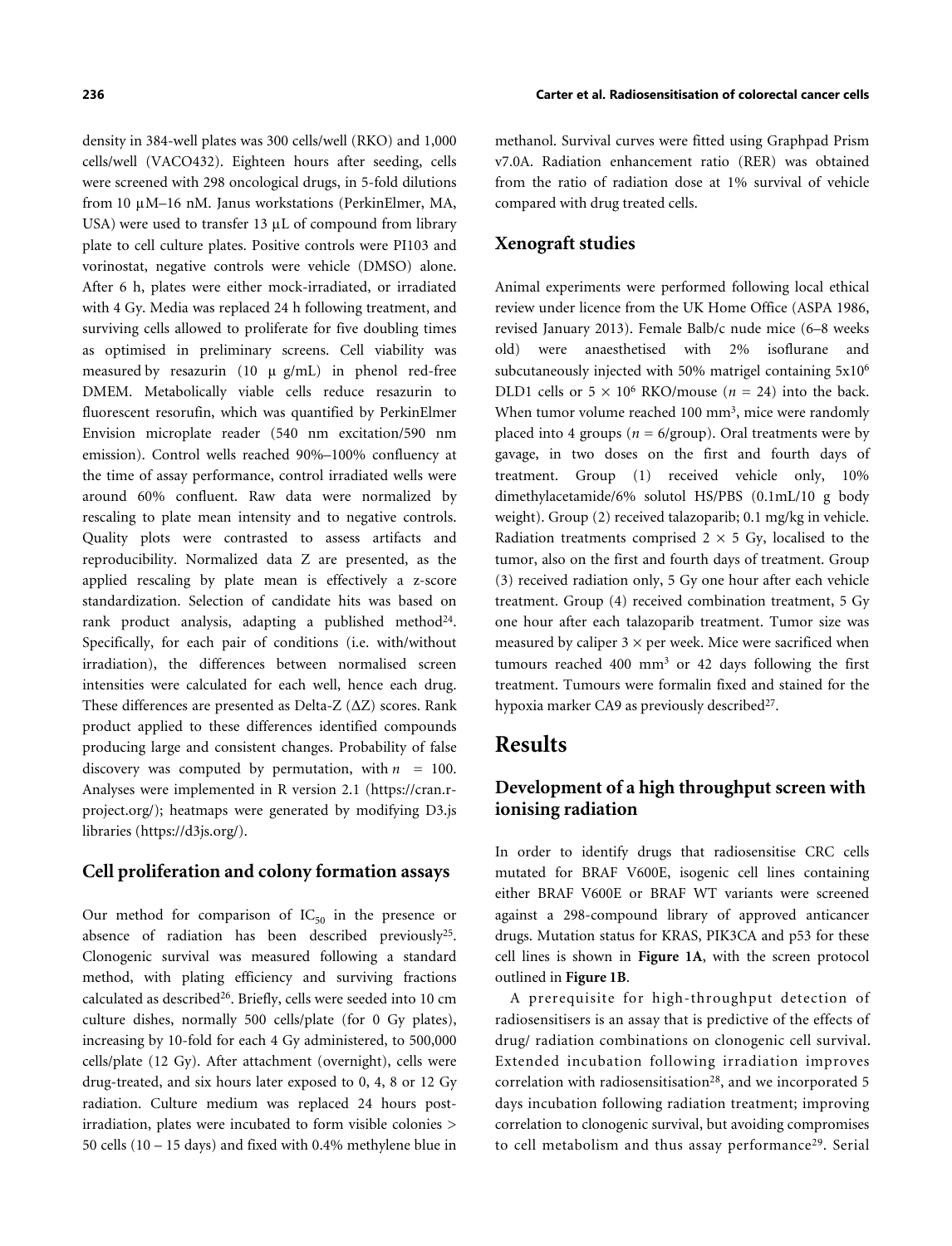density in 384-well plates was 300 cells/well (RKO) and 1,000 cells/well (VACO432). Eighteen hours after seeding, cells were screened with 298 oncological drugs, in 5-fold dilutions from 10 µM–16 nM. Janus workstations (PerkinElmer, MA, USA) were used to transfer 13 µL of compound from library plate to cell culture plates. Positive controls were PI103 and vorinostat, negative controls were vehicle (DMSO) alone. After 6 h, plates were either mock-irradiated, or irradiated with 4 Gy. Media was replaced 24 h following treatment, and surviving cells allowed to proliferate for five doubling times as optimised in preliminary screens. Cell viability was measured by resazurin (10 µ g/mL) in phenol red-free DMEM. Metabolically viable cells reduce resazurin to fluorescent resorufin, which was quantified by PerkinElmer Envision microplate reader (540 nm excitation/590 nm emission). Control wells reached 90%–100% confluency at the time of assay performance, control irradiated wells were around 60% confluent. Raw data were normalized by rescaling to plate mean intensity and to negative controls. Quality plots were contrasted to assess artifacts and reproducibility. Normalized data Z are presented, as the applied rescaling by plate mean is effectively a z-score standardization. Selection of candidate hits was based on rank product analysis, adapting a published method[24]. Specifically, for each pair of conditions (i.e. with/without irradiation), the differences between normalised screen intensities were calculated for each well, hence each drug. These differences are presented as Delta-Z (ΔZ) scores. Rank product applied to these differences identified compounds producing large and consistent changes. Probability of false discovery was computed by permutation, with $n = 100$. Analyses were implemented in R version 2.1 (https://cran.r-project.org/); heatmaps were generated by modifying D3.js libraries (https://d3js.org/).

## Cell proliferation and colony formation assays

Our method for comparison of $IC_{50}$ in the presence or absence of radiation has been described previously[25]. Clonogenic survival was measured following a standard method, with plating efficiency and surviving fractions calculated as described[26]. Briefly, cells were seeded into 10 cm culture dishes, normally 500 cells/plate (for 0 Gy plates), increasing by 10-fold for each 4 Gy administered, to 500,000 cells/plate (12 Gy). After attachment (overnight), cells were drug-treated, and six hours later exposed to 0, 4, 8 or 12 Gy radiation. Culture medium was replaced 24 hours post-irradiation, plates were incubated to form visible colonies > 50 cells (10 – 15 days) and fixed with 0.4% methylene blue in methanol. Survival curves were fitted using Graphpad Prism v7.0A. Radiation enhancement ratio (RER) was obtained from the ratio of radiation dose at 1% survival of vehicle compared with drug treated cells.

## Xenograft studies

Animal experiments were performed following local ethical review under licence from the UK Home Office (ASPA 1986, revised January 2013). Female Balb/c nude mice (6–8 weeks old) were anaesthetised with 2% isoflurane and subcutaneously injected with 50% matrigel containing $5 \times 10^6$ DLD1 cells or $5 \times 10^6$ RKO/mouse ($n = 24$) into the back. When tumor volume reached 100 mm$^3$, mice were randomly placed into 4 groups ($n = 6$/group). Oral treatments were by gavage, in two doses on the first and fourth days of treatment. Group (1) received vehicle only, 10% dimethylacetamide/6% solutol HS/PBS (0.1mL/10 g body weight). Group (2) received talazoparib; 0.1 mg/kg in vehicle. Radiation treatments comprised $2 \times 5$ Gy, localised to the tumor, also on the first and fourth days of treatment. Group (3) received radiation only, 5 Gy one hour after each vehicle treatment. Group (4) received combination treatment, 5 Gy one hour after each talazoparib treatment. Tumor size was measured by caliper $3 \times$ per week. Mice were sacrificed when tumours reached 400 mm$^3$ or 42 days following the first treatment. Tumours were formalin fixed and stained for the hypoxia marker CA9 as previously described[27].

# Results

## Development of a high throughput screen with ionising radiation

In order to identify drugs that radiosensitise CRC cells mutated for BRAF V600E, isogenic cell lines containing either BRAF V600E or BRAF WT variants were screened against a 298-compound library of approved anticancer drugs. Mutation status for KRAS, PIK3CA and p53 for these cell lines is shown in **Figure 1A**, with the screen protocol outlined in **Figure 1B**.

A prerequisite for high-throughput detection of radiosensitisers is an assay that is predictive of the effects of drug/ radiation combinations on clonogenic cell survival. Extended incubation following irradiation improves correlation with radiosensitisation[28], and we incorporated 5 days incubation following radiation treatment; improving correlation to clonogenic survival, but avoiding compromises to cell metabolism and thus assay performance[29]. Serial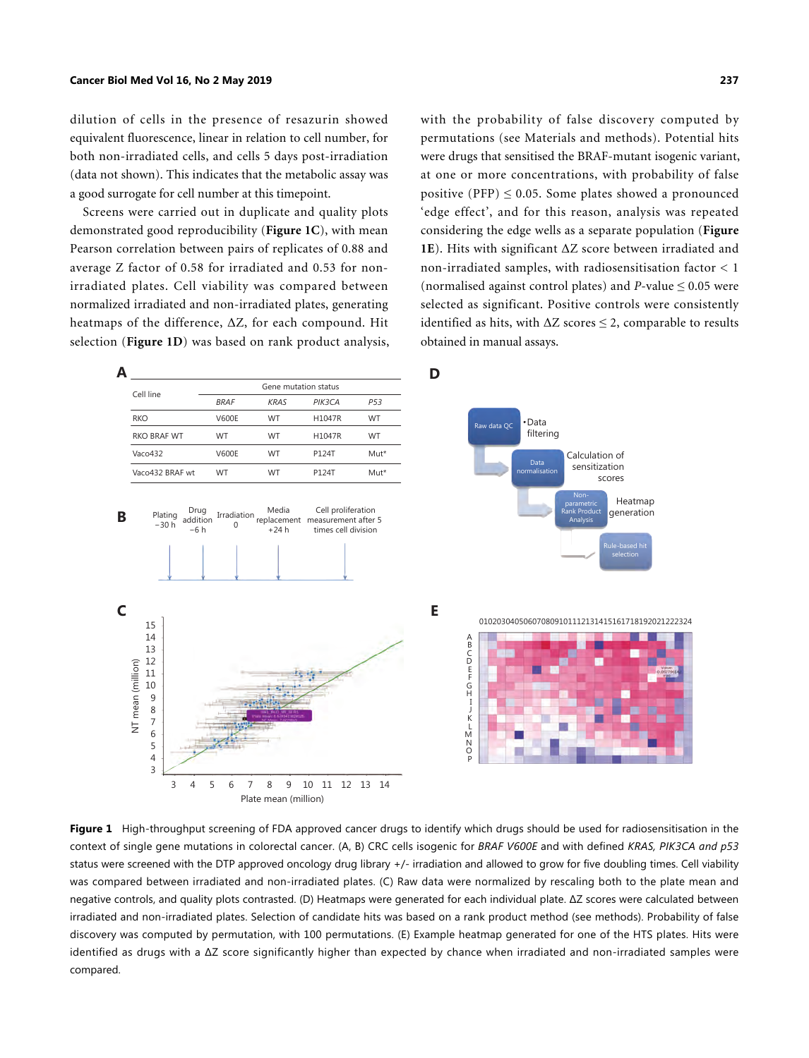dilution of cells in the presence of resazurin showed equivalent fluorescence, linear in relation to cell number, for both non-irradiated cells, and cells 5 days post-irradiation (data not shown). This indicates that the metabolic assay was a good surrogate for cell number at this timepoint.

Screens were carried out in duplicate and quality plots demonstrated good reproducibility (**Figure 1C**), with mean Pearson correlation between pairs of replicates of 0.88 and average Z factor of 0.58 for irradiated and 0.53 for non-irradiated plates. Cell viability was compared between normalized irradiated and non-irradiated plates, generating heatmaps of the difference, ΔZ, for each compound. Hit selection (**Figure 1D**) was based on rank product analysis, with the probability of false discovery computed by permutations (see Materials and methods). Potential hits were drugs that sensitised the BRAF-mutant isogenic variant, at one or more concentrations, with probability of false positive (PFP) $\leq$ 0.05. Some plates showed a pronounced 'edge effect', and for this reason, analysis was repeated considering the edge wells as a separate population (**Figure 1E**). Hits with significant ΔZ score between irradiated and non-irradiated samples, with radiosensitisation factor < 1 (normalised against control plates) and *P*-value $\leq$ 0.05 were selected as significant. Positive controls were consistently identified as hits, with ΔZ scores $\leq$ 2, comparable to results obtained in manual assays.

| Cell line | Gene mutation status | | | |
|---|---|---|---|---|
| | *BRAF* | *KRAS* | *PIK3CA* | *P53* |
| RKO | V600E | WT | H1047R | WT |
| RKO BRAF WT | WT | WT | H1047R | WT |
| Vaco432 | V600E | WT | P124T | Mut* |
| Vaco432 BRAF wt | WT | WT | P124T | Mut* |

**Figure 1** High-throughput screening of FDA approved cancer drugs to identify which drugs should be used for radiosensitisation in the context of single gene mutations in colorectal cancer. (A, B) CRC cells isogenic for *BRAF V600E* and with defined *KRAS, PIK3CA and p53* status were screened with the DTP approved oncology drug library +/- irradiation and allowed to grow for five doubling times. Cell viability was compared between irradiated and non-irradiated plates. (C) Raw data were normalized by rescaling both to the plate mean and negative controls, and quality plots contrasted. (D) Heatmaps were generated for each individual plate. ΔZ scores were calculated between irradiated and non-irradiated plates. Selection of candidate hits was based on a rank product method (see methods). Probability of false discovery was computed by permutation, with 100 permutations. (E) Example heatmap generated for one of the HTS plates. Hits were identified as drugs with a ΔZ score significantly higher than expected by chance when irradiated and non-irradiated samples were compared.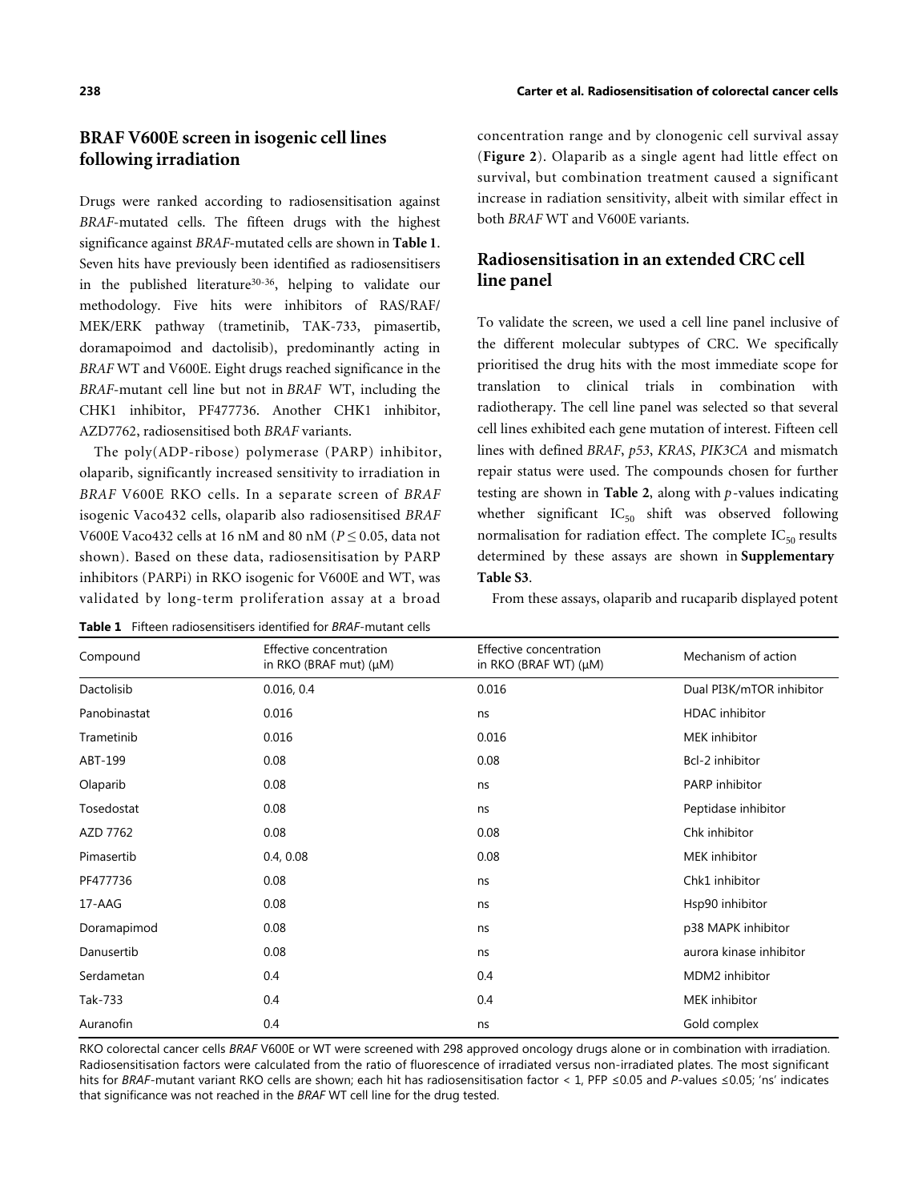## BRAF V600E screen in isogenic cell lines following irradiation

Drugs were ranked according to radiosensitisation against *BRAF*-mutated cells. The fifteen drugs with the highest significance against *BRAF*-mutated cells are shown in **Table 1**. Seven hits have previously been identified as radiosensitisers in the published literature[30-36], helping to validate our methodology. Five hits were inhibitors of RAS/RAF/MEK/ERK pathway (trametinib, TAK-733, pimasertib, doramapoimod and dactolisib), predominantly acting in *BRAF* WT and V600E. Eight drugs reached significance in the *BRAF*-mutant cell line but not in *BRAF* WT, including the CHK1 inhibitor, PF477736. Another CHK1 inhibitor, AZD7762, radiosensitised both *BRAF* variants.

The poly(ADP-ribose) polymerase (PARP) inhibitor, olaparib, significantly increased sensitivity to irradiation in *BRAF* V600E RKO cells. In a separate screen of *BRAF* isogenic Vaco432 cells, olaparib also radiosensitised *BRAF* V600E Vaco432 cells at 16 nM and 80 nM ($P \leq 0.05$, data not shown). Based on these data, radiosensitisation by PARP inhibitors (PARPi) in RKO isogenic for V600E and WT, was validated by long-term proliferation assay at a broad concentration range and by clonogenic cell survival assay (**Figure 2**). Olaparib as a single agent had little effect on survival, but combination treatment caused a significant increase in radiation sensitivity, albeit with similar effect in both *BRAF* WT and V600E variants.

**Table 1** Fifteen radiosensitisers identified for *BRAF*-mutant cells

| Compound | Effective concentration in RKO (BRAF mut) (μM) | Effective concentration in RKO (BRAF WT) (μM) | Mechanism of action |
|---|---|---|---|
| Dactolisib | 0.016, 0.4 | 0.016 | Dual PI3K/mTOR inhibitor |
| Panobinastat | 0.016 | ns | HDAC inhibitor |
| Trametinib | 0.016 | 0.016 | MEK inhibitor |
| ABT-199 | 0.08 | 0.08 | Bcl-2 inhibitor |
| Olaparib | 0.08 | ns | PARP inhibitor |
| Tosedostat | 0.08 | ns | Peptidase inhibitor |
| AZD 7762 | 0.08 | 0.08 | Chk inhibitor |
| Pimasertib | 0.4, 0.08 | 0.08 | MEK inhibitor |
| PF477736 | 0.08 | ns | Chk1 inhibitor |
| 17-AAG | 0.08 | ns | Hsp90 inhibitor |
| Doramapimod | 0.08 | ns | p38 MAPK inhibitor |
| Danusertib | 0.08 | ns | aurora kinase inhibitor |
| Serdametan | 0.4 | 0.4 | MDM2 inhibitor |
| Tak-733 | 0.4 | 0.4 | MEK inhibitor |
| Auranofin | 0.4 | ns | Gold complex |

RKO colorectal cancer cells *BRAF* V600E or WT were screened with 298 approved oncology drugs alone or in combination with irradiation. Radiosensitisation factors were calculated from the ratio of fluorescence of irradiated versus non-irradiated plates. The most significant hits for *BRAF*-mutant variant RKO cells are shown; each hit has radiosensitisation factor < 1, PFP ≤0.05 and *P*-values ≤0.05; 'ns' indicates that significance was not reached in the *BRAF* WT cell line for the drug tested.

## Radiosensitisation in an extended CRC cell line panel

To validate the screen, we used a cell line panel inclusive of the different molecular subtypes of CRC. We specifically prioritised the drug hits with the most immediate scope for translation to clinical trials in combination with radiotherapy. The cell line panel was selected so that several cell lines exhibited each gene mutation of interest. Fifteen cell lines with defined *BRAF*, *p53*, *KRAS*, *PIK3CA* and mismatch repair status were used. The compounds chosen for further testing are shown in **Table 2**, along with *p*-values indicating whether significant $IC_{50}$ shift was observed following normalisation for radiation effect. The complete $IC_{50}$ results determined by these assays are shown in **Supplementary Table S3**.

From these assays, olaparib and rucaparib displayed potent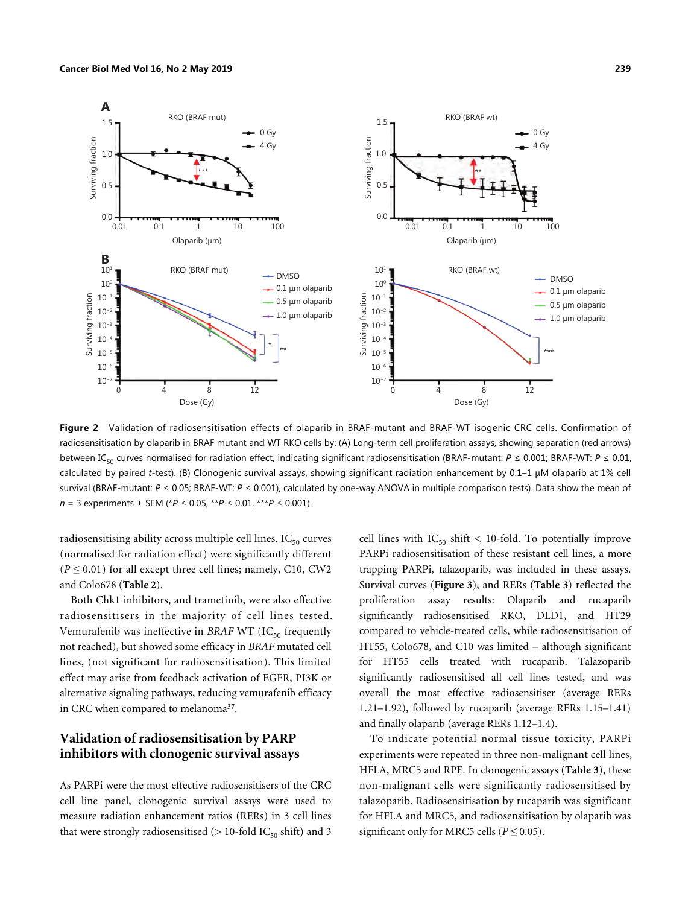**Figure 2** Validation of radiosensitisation effects of olaparib in BRAF-mutant and BRAF-WT isogenic CRC cells. Confirmation of radiosensitisation by olaparib in BRAF mutant and WT RKO cells by: (A) Long-term cell proliferation assays, showing separation (red arrows) between $IC_{50}$ curves normalised for radiation effect, indicating significant radiosensitisation (BRAF-mutant: $P \leq 0.001$; BRAF-WT: $P \leq 0.01$, calculated by paired *t*-test). (B) Clonogenic survival assays, showing significant radiation enhancement by 0.1–1 μM olaparib at 1% cell survival (BRAF-mutant: $P \leq 0.05$; BRAF-WT: $P \leq 0.001$), calculated by one-way ANOVA in multiple comparison tests). Data show the mean of $n = 3$ experiments ± SEM (\*$P \leq 0.05$, \*\*$P \leq 0.01$, \*\*\*$P \leq 0.001$).

radiosensitising ability across multiple cell lines. $IC_{50}$ curves (normalised for radiation effect) were significantly different ($P \leq 0.01$) for all except three cell lines; namely, C10, CW2 and Colo678 (**Table 2**).

Both Chk1 inhibitors, and trametinib, were also effective radiosensitisers in the majority of cell lines tested. Vemurafenib was ineffective in *BRAF* WT ($IC_{50}$ frequently not reached), but showed some efficacy in *BRAF* mutated cell lines, (not significant for radiosensitisation). This limited effect may arise from feedback activation of EGFR, PI3K or alternative signaling pathways, reducing vemurafenib efficacy in CRC when compared to melanoma[37].

## Validation of radiosensitisation by PARP inhibitors with clonogenic survival assays

As PARPi were the most effective radiosensitisers of the CRC cell line panel, clonogenic survival assays were used to measure radiation enhancement ratios (RERs) in 3 cell lines that were strongly radiosensitised (> 10-fold $IC_{50}$ shift) and 3 cell lines with $IC_{50}$ shift < 10-fold. To potentially improve PARPi radiosensitisation of these resistant cell lines, a more trapping PARPi, talazoparib, was included in these assays. Survival curves (**Figure 3**), and RERs (**Table 3**) reflected the proliferation assay results: Olaparib and rucaparib significantly radiosensitised RKO, DLD1, and HT29 compared to vehicle-treated cells, while radiosensitisation of HT55, Colo678, and C10 was limited – although significant for HT55 cells treated with rucaparib. Talazoparib significantly radiosensitised all cell lines tested, and was overall the most effective radiosensitiser (average RERs 1.21–1.92), followed by rucaparib (average RERs 1.15–1.41) and finally olaparib (average RERs 1.12–1.4).

To indicate potential normal tissue toxicity, PARPi experiments were repeated in three non-malignant cell lines, HFLA, MRC5 and RPE. In clonogenic assays (**Table 3**), these non-malignant cells were significantly radiosensitised by talazoparib. Radiosensitisation by rucaparib was significant for HFLA and MRC5, and radiosensitisation by olaparib was significant only for MRC5 cells ($P \leq 0.05$).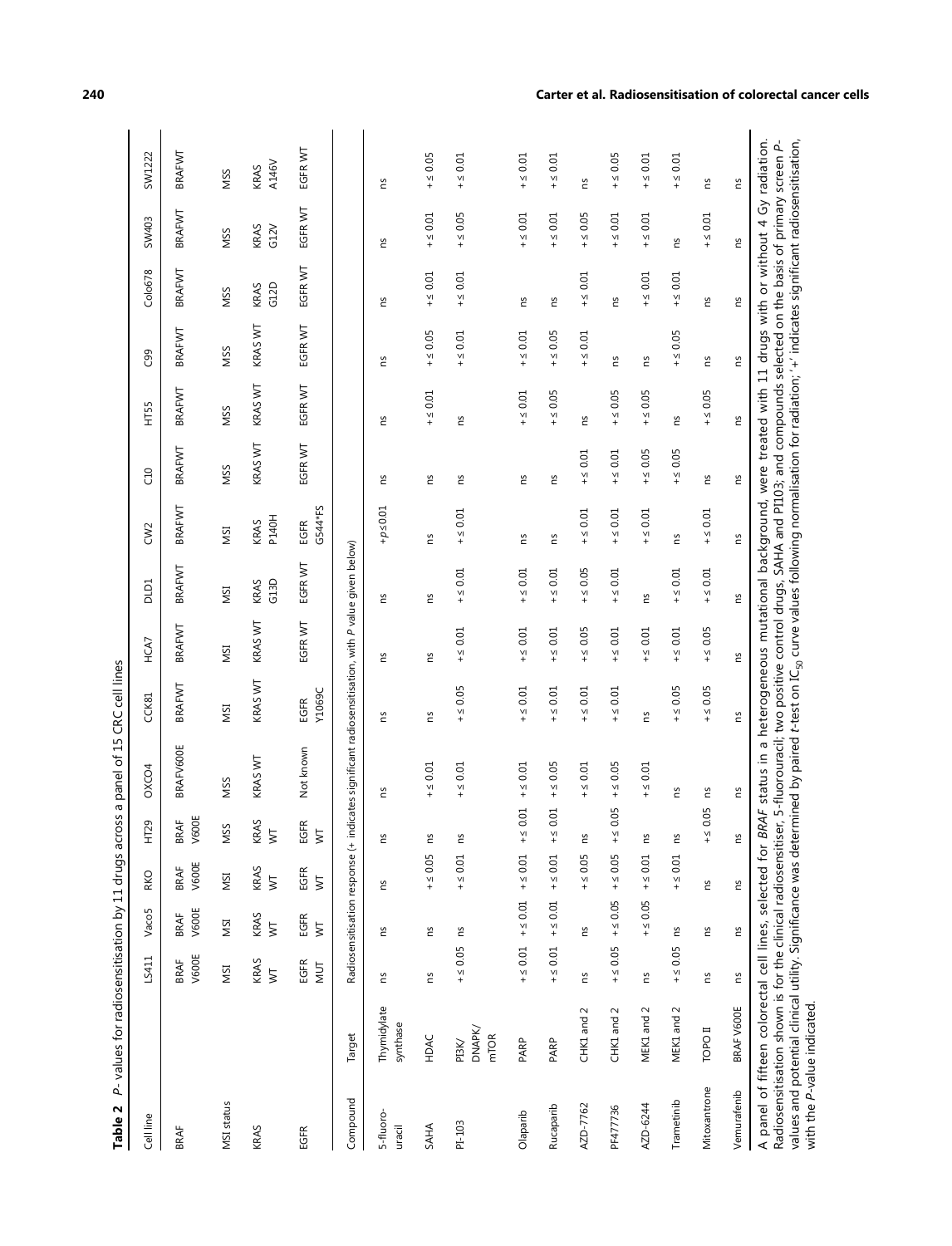**Table 2** *P*- values for radiosensitisation by 11 drugs across a panel of 15 CRC cell lines

| Cell line | | LS411 | Vaco5 | RKO | HT29 | OXCO4 | CCK81 | HCA7 | DLD1 | CW2 | C10 | HT55 | C99 | Colo678 | SW403 | SW1222 |
|---|---|---|---|---|---|---|---|---|---|---|---|---|---|---|---|---|
| BRAF | | BRAF V600E | BRAF V600E | BRAF V600E | BRAF V600E | BRAFV600E | BRAFWT | BRAFWT | BRAFWT | BRAFWT | BRAFWT | BRAFWT | BRAFWT | BRAFWT | BRAFWT | BRAFWT |
| MSI status | | MSI | MSI | MSI | MSS | MSS | MSI | MSI | MSI | MSI | MSS | MSS | MSS | MSS | MSS | MSS |
| KRAS | | KRAS WT | KRAS WT | KRAS WT | KRAS WT | KRAS WT | KRAS WT | KRAS WT | KRAS G13D | KRAS P140H | KRAS WT | KRAS WT | KRAS WT | KRAS G12D | KRAS G12V | KRAS A146V |
| EGFR | | EGFR MUT | EGFR WT | EGFR WT | EGFR WT | Not known | EGFR Y1069C | EGFR WT | EGFR WT | EGFR G544*FS | EGFR WT | EGFR WT | EGFR WT | EGFR WT | EGFR WT | EGFR WT |
| **Compound** | **Target** | Radiosensitisation response (+ indicates significant radiosensitisation, with *P* value given below) | | | | | | | | | | | | | | |
| 5-fluoro-uracil | Thymidylate synthase | ns | ns | ns | ns | ns | ns | ns | ns | +p≤0.01 | ns | ns | ns | ns | ns | ns |
| SAHA | HDAC | ns | ns | + ≤ 0.05 | ns | + ≤ 0.01 | ns | ns | ns | ns | ns | + ≤ 0.01 | + ≤ 0.05 | + ≤ 0.01 | + ≤ 0.01 | + ≤ 0.05 |
| PI-103 | PI3K/ DNAPK/ mTOR | + ≤ 0.05 | ns | + ≤ 0.01 | ns | + ≤ 0.01 | + ≤ 0.05 | + ≤ 0.01 | + ≤ 0.01 | + ≤ 0.01 | ns | ns | + ≤ 0.01 | + ≤ 0.01 | + ≤ 0.05 | + ≤ 0.01 |
| Olaparib | PARP | + ≤ 0.01 | + ≤ 0.01 | + ≤ 0.01 | + ≤ 0.01 | + ≤ 0.01 | + ≤ 0.01 | + ≤ 0.01 | + ≤ 0.01 | ns | ns | + ≤ 0.01 | + ≤ 0.01 | ns | + ≤ 0.01 | + ≤ 0.01 |
| Rucaparib | PARP | + ≤ 0.01 | + ≤ 0.01 | + ≤ 0.01 | + ≤ 0.01 | + ≤ 0.05 | + ≤ 0.01 | + ≤ 0.01 | + ≤ 0.01 | ns | ns | + ≤ 0.05 | + ≤ 0.05 | ns | + ≤ 0.01 | + ≤ 0.01 |
| AZD-7762 | CHK1 and 2 | ns | ns | + ≤ 0.05 | ns | + ≤ 0.01 | + ≤ 0.01 | + ≤ 0.05 | + ≤ 0.05 | + ≤ 0.01 | + ≤ 0.01 | ns | + ≤ 0.01 | + ≤ 0.01 | + ≤ 0.05 | ns |
| PF477736 | CHK1 and 2 | + ≤ 0.05 | + ≤ 0.05 | + ≤ 0.05 | + ≤ 0.05 | + ≤ 0.05 | + ≤ 0.01 | + ≤ 0.01 | + ≤ 0.01 | + ≤ 0.01 | + ≤ 0.01 | + ≤ 0.05 | ns | ns | + ≤ 0.01 | + ≤ 0.05 |
| AZD-6244 | MEK1 and 2 | ns | + ≤ 0.05 | + ≤ 0.01 | ns | + ≤ 0.01 | ns | + ≤ 0.01 | ns | + ≤ 0.01 | + ≤ 0.05 | + ≤ 0.05 | ns | + ≤ 0.01 | + ≤ 0.01 | + ≤ 0.01 |
| Trametinib | MEK1 and 2 | + ≤ 0.05 | ns | + ≤ 0.01 | ns | ns | + ≤ 0.05 | + ≤ 0.01 | + ≤ 0.01 | ns | + ≤ 0.05 | ns | + ≤ 0.05 | + ≤ 0.01 | ns | + ≤ 0.01 |
| Mitoxantrone | TOPO II | ns | ns | ns | + ≤ 0.05 | ns | + ≤ 0.05 | + ≤ 0.05 | + ≤ 0.01 | + ≤ 0.01 | ns | + ≤ 0.05 | ns | ns | + ≤ 0.01 | ns |
| Vemurafenib | BRAF V600E | ns | ns | ns | ns | ns | ns | ns | ns | ns | ns | ns | ns | ns | ns | ns |

A panel of fifteen colorectal cell lines, selected for *BRAF* status in a heterogeneous mutational background, were treated with 11 drugs with or without 4 Gy radiation. Radiosensitisation shown is for the clinical radiosensitiser, 5-fluorouracil; two positive control drugs, SAHA and PI103; and compounds selected on the basis of primary screen *P*-values and potential clinical utility. Significance was determined by paired *t*-test on $IC_{50}$ curve values following normalisation for radiation; '+' indicates significant radiosensitisation, with the *P*-value indicated.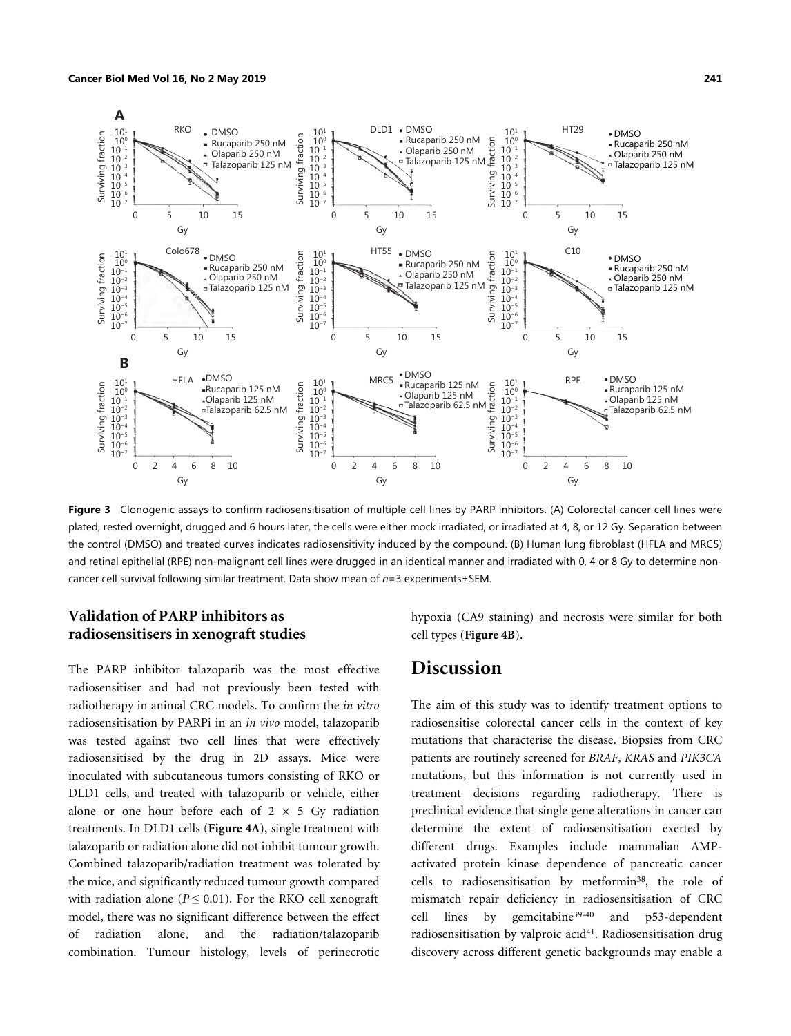**Figure 3** Clonogenic assays to confirm radiosensitisation of multiple cell lines by PARP inhibitors. (A) Colorectal cancer cell lines were plated, rested overnight, drugged and 6 hours later, the cells were either mock irradiated, or irradiated at 4, 8, or 12 Gy. Separation between the control (DMSO) and treated curves indicates radiosensitivity induced by the compound. (B) Human lung fibroblast (HFLA and MRC5) and retinal epithelial (RPE) non-malignant cell lines were drugged in an identical manner and irradiated with 0, 4 or 8 Gy to determine non-cancer cell survival following similar treatment. Data show mean of *n*=3 experiments±SEM.

## Validation of PARP inhibitors as radiosensitisers in xenograft studies

The PARP inhibitor talazoparib was the most effective radiosensitiser and had not previously been tested with radiotherapy in animal CRC models. To confirm the *in vitro* radiosensitisation by PARPi in an *in vivo* model, talazoparib was tested against two cell lines that were effectively radiosensitised by the drug in 2D assays. Mice were inoculated with subcutaneous tumors consisting of RKO or DLD1 cells, and treated with talazoparib or vehicle, either alone or one hour before each of 2 × 5 Gy radiation treatments. In DLD1 cells (**Figure 4A**), single treatment with talazoparib or radiation alone did not inhibit tumour growth. Combined talazoparib/radiation treatment was tolerated by the mice, and significantly reduced tumour growth compared with radiation alone ($P \leq 0.01$). For the RKO cell xenograft model, there was no significant difference between the effect of radiation alone, and the radiation/talazoparib combination. Tumour histology, levels of perinecrotic hypoxia (CA9 staining) and necrosis were similar for both cell types (**Figure 4B**).

# Discussion

The aim of this study was to identify treatment options to radiosensitise colorectal cancer cells in the context of key mutations that characterise the disease. Biopsies from CRC patients are routinely screened for *BRAF*, *KRAS* and *PIK3CA* mutations, but this information is not currently used in treatment decisions regarding radiotherapy. There is preclinical evidence that single gene alterations in cancer can determine the extent of radiosensitisation exerted by different drugs. Examples include mammalian AMP-activated protein kinase dependence of pancreatic cancer cells to radiosensitisation by metformin[38], the role of mismatch repair deficiency in radiosensitisation of CRC cell lines by gemcitabine[39-40] and p53-dependent radiosensitisation by valproic acid[41]. Radiosensitisation drug discovery across different genetic backgrounds may enable a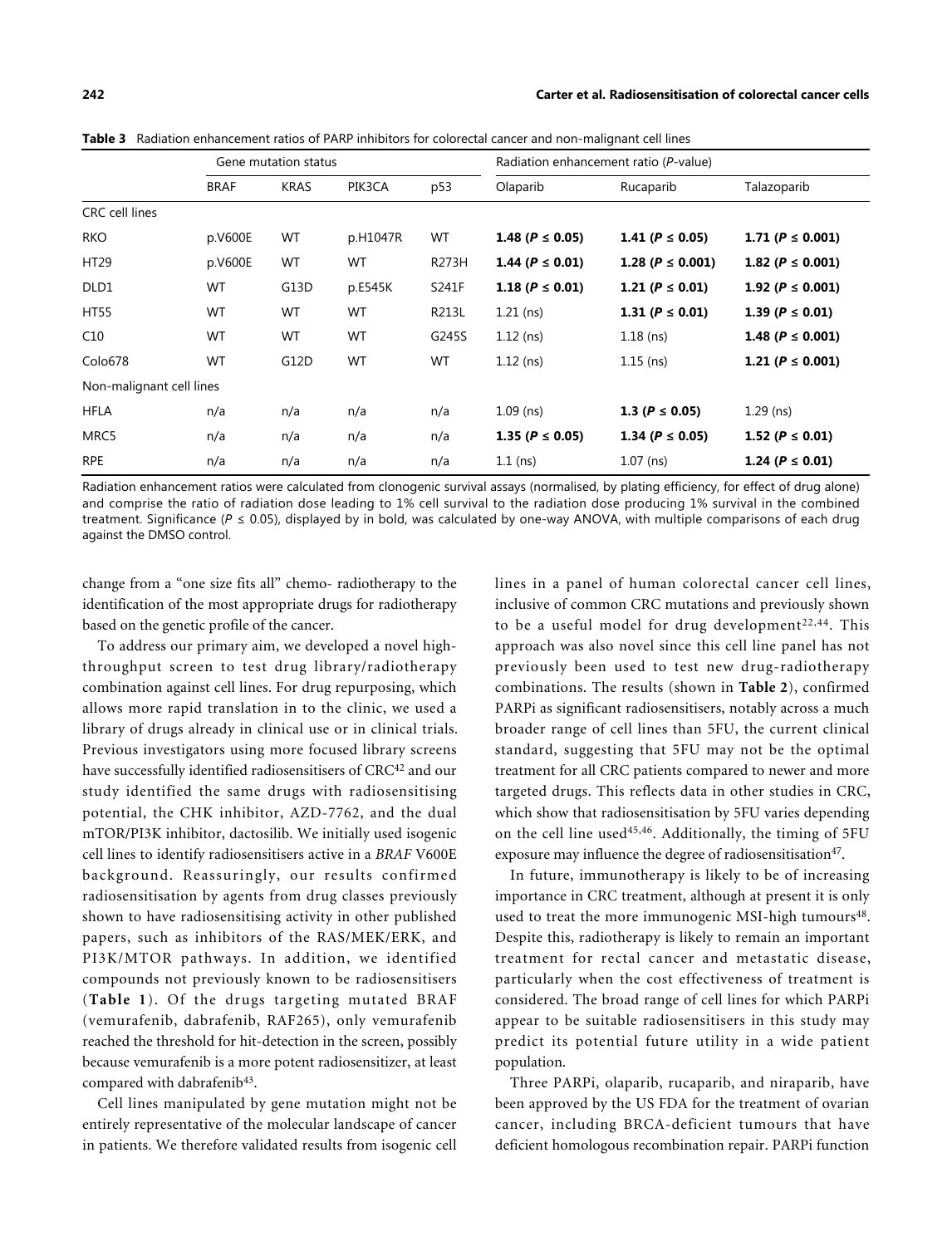**Table 3** Radiation enhancement ratios of PARP inhibitors for colorectal cancer and non-malignant cell lines

| | Gene mutation status | | | | Radiation enhancement ratio (*P*-value) | | |
|---|---|---|---|---|---|---|---|
| | BRAF | KRAS | PIK3CA | p53 | Olaparib | Rucaparib | Talazoparib |
| CRC cell lines | | | | | | | |
| RKO | p.V600E | WT | p.H1047R | WT | **1.48 ($P \leq 0.05$)** | **1.41 ($P \leq 0.05$)** | **1.71 ($P \leq 0.001$)** |
| HT29 | p.V600E | WT | WT | R273H | **1.44 ($P \leq 0.01$)** | **1.28 ($P \leq 0.001$)** | **1.82 ($P \leq 0.001$)** |
| DLD1 | WT | G13D | p.E545K | S241F | **1.18 ($P \leq 0.01$)** | **1.21 ($P \leq 0.01$)** | **1.92 ($P \leq 0.001$)** |
| HT55 | WT | WT | WT | R213L | 1.21 (ns) | **1.31 ($P \leq 0.01$)** | **1.39 ($P \leq 0.01$)** |
| C10 | WT | WT | WT | G245S | 1.12 (ns) | 1.18 (ns) | **1.48 ($P \leq 0.001$)** |
| Colo678 | WT | G12D | WT | WT | 1.12 (ns) | 1.15 (ns) | **1.21 ($P \leq 0.001$)** |
| Non-malignant cell lines | | | | | | | |
| HFLA | n/a | n/a | n/a | n/a | 1.09 (ns) | **1.3 ($P \leq 0.05$)** | 1.29 (ns) |
| MRC5 | n/a | n/a | n/a | n/a | **1.35 ($P \leq 0.05$)** | **1.34 ($P \leq 0.05$)** | **1.52 ($P \leq 0.01$)** |
| RPE | n/a | n/a | n/a | n/a | 1.1 (ns) | 1.07 (ns) | **1.24 ($P \leq 0.01$)** |

Radiation enhancement ratios were calculated from clonogenic survival assays (normalised, by plating efficiency, for effect of drug alone) and comprise the ratio of radiation dose leading to 1% cell survival to the radiation dose producing 1% survival in the combined treatment. Significance ($P \leq 0.05$), displayed by in bold, was calculated by one-way ANOVA, with multiple comparisons of each drug against the DMSO control.

change from a "one size fits all" chemo- radiotherapy to the identification of the most appropriate drugs for radiotherapy based on the genetic profile of the cancer.

To address our primary aim, we developed a novel high-throughput screen to test drug library/radiotherapy combination against cell lines. For drug repurposing, which allows more rapid translation in to the clinic, we used a library of drugs already in clinical use or in clinical trials. Previous investigators using more focused library screens have successfully identified radiosensitisers of CRC[42] and our study identified the same drugs with radiosensitising potential, the CHK inhibitor, AZD-7762, and the dual mTOR/PI3K inhibitor, dactosilib. We initially used isogenic cell lines to identify radiosensitisers active in a *BRAF* V600E background. Reassuringly, our results confirmed radiosensitisation by agents from drug classes previously shown to have radiosensitising activity in other published papers, such as inhibitors of the RAS/MEK/ERK, and PI3K/MTOR pathways. In addition, we identified compounds not previously known to be radiosensitisers (**Table 1**). Of the drugs targeting mutated BRAF (vemurafenib, dabrafenib, RAF265), only vemurafenib reached the threshold for hit-detection in the screen, possibly because vemurafenib is a more potent radiosensitizer, at least compared with dabrafenib[43].

Cell lines manipulated by gene mutation might not be entirely representative of the molecular landscape of cancer in patients. We therefore validated results from isogenic cell lines in a panel of human colorectal cancer cell lines, inclusive of common CRC mutations and previously shown to be a useful model for drug development[22,44]. This approach was also novel since this cell line panel has not previously been used to test new drug-radiotherapy combinations. The results (shown in **Table 2**), confirmed PARPi as significant radiosensitisers, notably across a much broader range of cell lines than 5FU, the current clinical standard, suggesting that 5FU may not be the optimal treatment for all CRC patients compared to newer and more targeted drugs. This reflects data in other studies in CRC, which show that radiosensitisation by 5FU varies depending on the cell line used[45,46]. Additionally, the timing of 5FU exposure may influence the degree of radiosensitisation[47].

In future, immunotherapy is likely to be of increasing importance in CRC treatment, although at present it is only used to treat the more immunogenic MSI-high tumours[48]. Despite this, radiotherapy is likely to remain an important treatment for rectal cancer and metastatic disease, particularly when the cost effectiveness of treatment is considered. The broad range of cell lines for which PARPi appear to be suitable radiosensitisers in this study may predict its potential future utility in a wide patient population.

Three PARPi, olaparib, rucaparib, and niraparib, have been approved by the US FDA for the treatment of ovarian cancer, including BRCA-deficient tumours that have deficient homologous recombination repair. PARPi function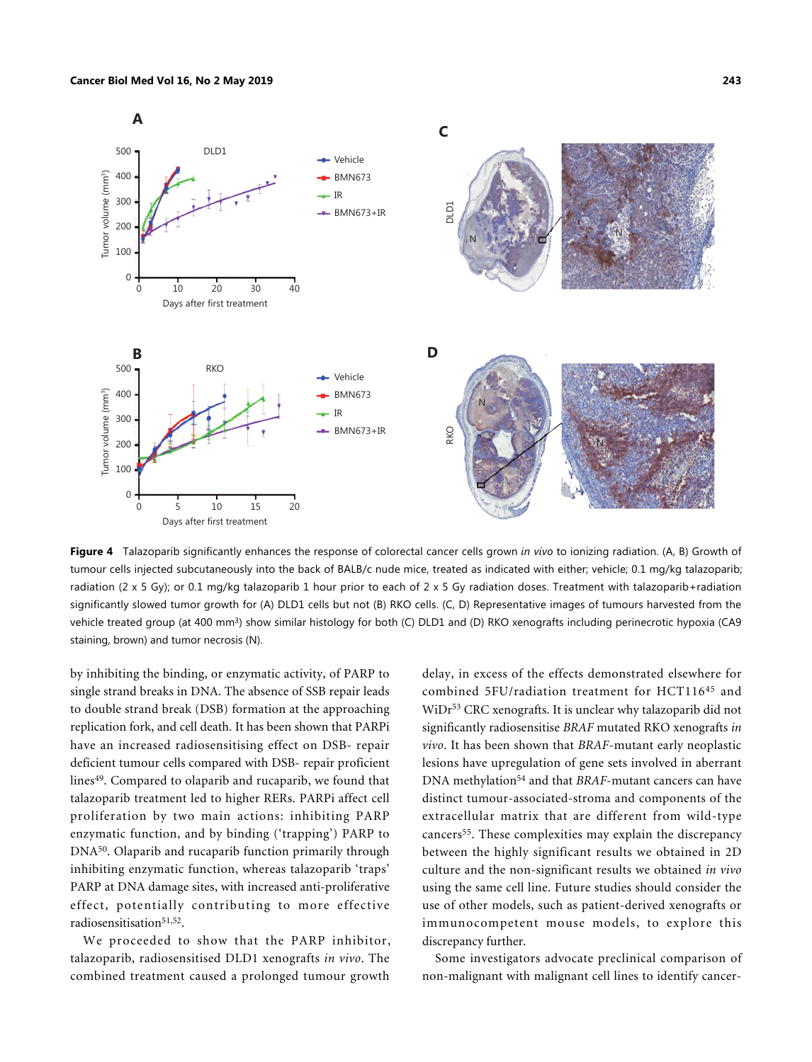**Figure 4** Talazoparib significantly enhances the response of colorectal cancer cells grown *in vivo* to ionizing radiation. (A, B) Growth of tumour cells injected subcutaneously into the back of BALB/c nude mice, treated as indicated with either; vehicle; 0.1 mg/kg talazoparib; radiation (2 x 5 Gy); or 0.1 mg/kg talazoparib 1 hour prior to each of 2 x 5 Gy radiation doses. Treatment with talazoparib+radiation significantly slowed tumor growth for (A) DLD1 cells but not (B) RKO cells. (C, D) Representative images of tumours harvested from the vehicle treated group (at 400 mm$^3$) show similar histology for both (C) DLD1 and (D) RKO xenografts including perinecrotic hypoxia (CA9 staining, brown) and tumor necrosis (N).

by inhibiting the binding, or enzymatic activity, of PARP to single strand breaks in DNA. The absence of SSB repair leads to double strand break (DSB) formation at the approaching replication fork, and cell death. It has been shown that PARPi have an increased radiosensitising effect on DSB- repair deficient tumour cells compared with DSB- repair proficient lines[49]. Compared to olaparib and rucaparib, we found that talazoparib treatment led to higher RERs. PARPi affect cell proliferation by two main actions: inhibiting PARP enzymatic function, and by binding ('trapping') PARP to DNA[50]. Olaparib and rucaparib function primarily through inhibiting enzymatic function, whereas talazoparib 'traps' PARP at DNA damage sites, with increased anti-proliferative effect, potentially contributing to more effective radiosensitisation[51,52].

We proceeded to show that the PARP inhibitor, talazoparib, radiosensitised DLD1 xenografts *in vivo*. The combined treatment caused a prolonged tumour growth delay, in excess of the effects demonstrated elsewhere for combined 5FU/radiation treatment for HCT116[45] and WiDr[53] CRC xenografts. It is unclear why talazoparib did not significantly radiosensitise *BRAF* mutated RKO xenografts *in vivo*. It has been shown that *BRAF*-mutant early neoplastic lesions have upregulation of gene sets involved in aberrant DNA methylation[54] and that *BRAF*-mutant cancers can have distinct tumour-associated-stroma and components of the extracellular matrix that are different from wild-type cancers[55]. These complexities may explain the discrepancy between the highly significant results we obtained in 2D culture and the non-significant results we obtained *in vivo* using the same cell line. Future studies should consider the use of other models, such as patient-derived xenografts or immunocompetent mouse models, to explore this discrepancy further.

Some investigators advocate preclinical comparison of non-malignant with malignant cell lines to identify cancer-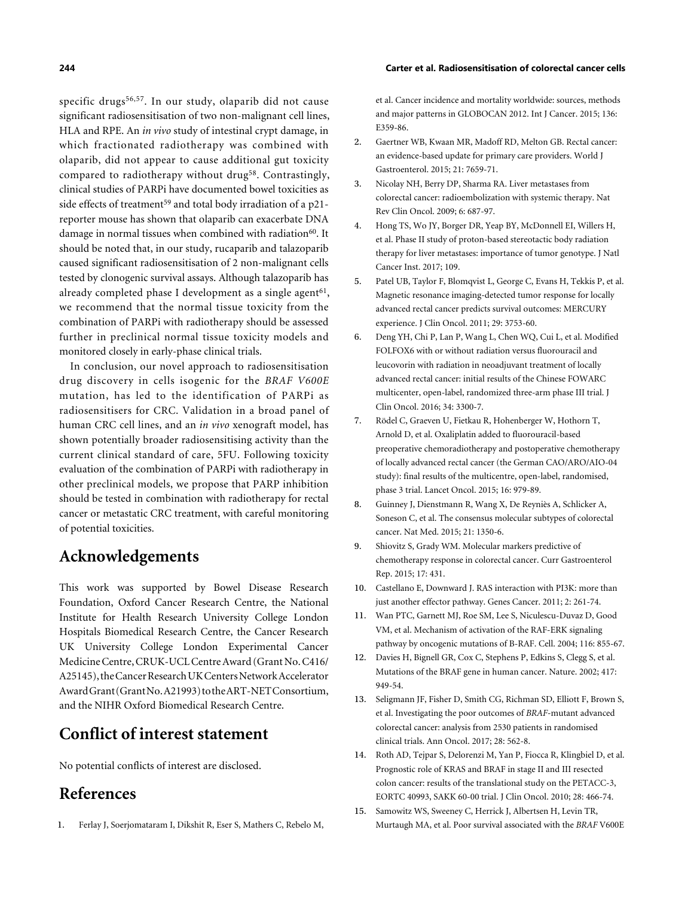specific drugs[56,57]. In our study, olaparib did not cause significant radiosensitisation of two non-malignant cell lines, HLA and RPE. An *in vivo* study of intestinal crypt damage, in which fractionated radiotherapy was combined with olaparib, did not appear to cause additional gut toxicity compared to radiotherapy without drug[58]. Contrastingly, clinical studies of PARPi have documented bowel toxicities as side effects of treatment[59] and total body irradiation of a p21-reporter mouse has shown that olaparib can exacerbate DNA damage in normal tissues when combined with radiation[60]. It should be noted that, in our study, rucaparib and talazoparib caused significant radiosensitisation of 2 non-malignant cells tested by clonogenic survival assays. Although talazoparib has already completed phase I development as a single agent[61], we recommend that the normal tissue toxicity from the combination of PARPi with radiotherapy should be assessed further in preclinical normal tissue toxicity models and monitored closely in early-phase clinical trials.

In conclusion, our novel approach to radiosensitisation drug discovery in cells isogenic for the *BRAF V600E* mutation, has led to the identification of PARPi as radiosensitisers for CRC. Validation in a broad panel of human CRC cell lines, and an *in vivo* xenograft model, has shown potentially broader radiosensitising activity than the current clinical standard of care, 5FU. Following toxicity evaluation of the combination of PARPi with radiotherapy in other preclinical models, we propose that PARP inhibition should be tested in combination with radiotherapy for rectal cancer or metastatic CRC treatment, with careful monitoring of potential toxicities.

## Acknowledgements

This work was supported by Bowel Disease Research Foundation, Oxford Cancer Research Centre, the National Institute for Health Research University College London Hospitals Biomedical Research Centre, the Cancer Research UK University College London Experimental Cancer Medicine Centre, CRUK-UCL Centre Award (Grant No. C416/A25145), the Cancer Research UK Centers Network Accelerator Award Grant (Grant No. A21993) to the ART-NET Consortium, and the NIHR Oxford Biomedical Research Centre.

## Conflict of interest statement

No potential conflicts of interest are disclosed.

## References

1. Ferlay J, Soerjomataram I, Dikshit R, Eser S, Mathers C, Rebelo M, et al. Cancer incidence and mortality worldwide: sources, methods and major patterns in GLOBOCAN 2012. Int J Cancer. 2015; 136: E359-86.
2. Gaertner WB, Kwaan MR, Madoff RD, Melton GB. Rectal cancer: an evidence-based update for primary care providers. World J Gastroenterol. 2015; 21: 7659-71.
3. Nicolay NH, Berry DP, Sharma RA. Liver metastases from colorectal cancer: radioembolization with systemic therapy. Nat Rev Clin Oncol. 2009; 6: 687-97.
4. Hong TS, Wo JY, Borger DR, Yeap BY, McDonnell EI, Willers H, et al. Phase II study of proton-based stereotactic body radiation therapy for liver metastases: importance of tumor genotype. J Natl Cancer Inst. 2017; 109.
5. Patel UB, Taylor F, Blomqvist L, George C, Evans H, Tekkis P, et al. Magnetic resonance imaging-detected tumor response for locally advanced rectal cancer predicts survival outcomes: MERCURY experience. J Clin Oncol. 2011; 29: 3753-60.
6. Deng YH, Chi P, Lan P, Wang L, Chen WQ, Cui L, et al. Modified FOLFOX6 with or without radiation versus fluorouracil and leucovorin with radiation in neoadjuvant treatment of locally advanced rectal cancer: initial results of the Chinese FOWARC multicenter, open-label, randomized three-arm phase III trial. J Clin Oncol. 2016; 34: 3300-7.
7. Rödel C, Graeven U, Fietkau R, Hohenberger W, Hothorn T, Arnold D, et al. Oxaliplatin added to fluorouracil-based preoperative chemoradiotherapy and postoperative chemotherapy of locally advanced rectal cancer (the German CAO/ARO/AIO-04 study): final results of the multicentre, open-label, randomised, phase 3 trial. Lancet Oncol. 2015; 16: 979-89.
8. Guinney J, Dienstmann R, Wang X, De Reyniès A, Schlicker A, Soneson C, et al. The consensus molecular subtypes of colorectal cancer. Nat Med. 2015; 21: 1350-6.
9. Shiovitz S, Grady WM. Molecular markers predictive of chemotherapy response in colorectal cancer. Curr Gastroenterol Rep. 2015; 17: 431.
10. Castellano E, Downward J. RAS interaction with PI3K: more than just another effector pathway. Genes Cancer. 2011; 2: 261-74.
11. Wan PTC, Garnett MJ, Roe SM, Lee S, Niculescu-Duvaz D, Good VM, et al. Mechanism of activation of the RAF-ERK signaling pathway by oncogenic mutations of B-RAF. Cell. 2004; 116: 855-67.
12. Davies H, Bignell GR, Cox C, Stephens P, Edkins S, Clegg S, et al. Mutations of the BRAF gene in human cancer. Nature. 2002; 417: 949-54.
13. Seligmann JF, Fisher D, Smith CG, Richman SD, Elliott F, Brown S, et al. Investigating the poor outcomes of *BRAF*-mutant advanced colorectal cancer: analysis from 2530 patients in randomised clinical trials. Ann Oncol. 2017; 28: 562-8.
14. Roth AD, Tejpar S, Delorenzi M, Yan P, Fiocca R, Klingbiel D, et al. Prognostic role of KRAS and BRAF in stage II and III resected colon cancer: results of the translational study on the PETACC-3, EORTC 40993, SAKK 60-00 trial. J Clin Oncol. 2010; 28: 466-74.
15. Samowitz WS, Sweeney C, Herrick J, Albertsen H, Levin TR, Murtaugh MA, et al. Poor survival associated with the *BRAF* V600E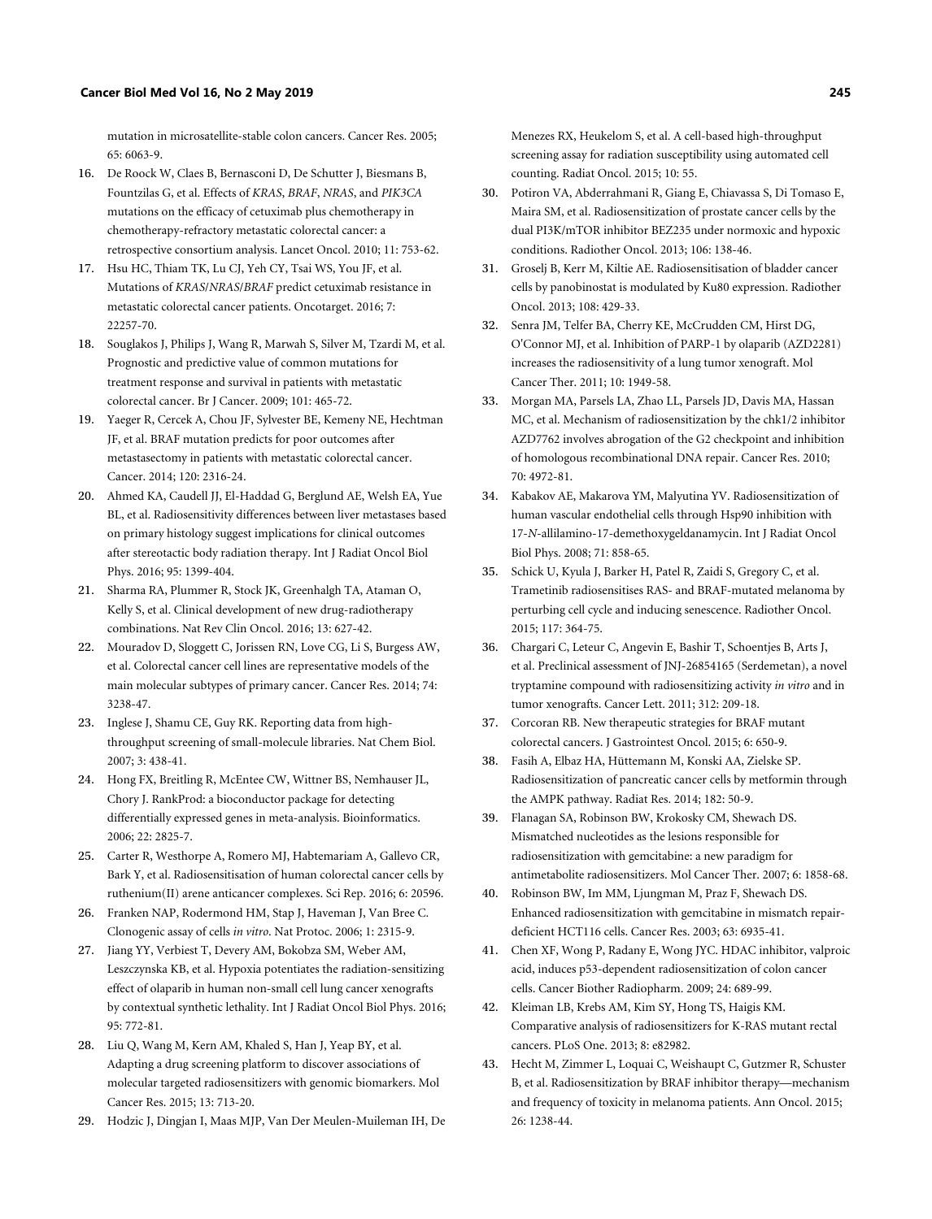mutation in microsatellite-stable colon cancers. Cancer Res. 2005; 65: 6063-9.

16. De Roock W, Claes B, Bernasconi D, De Schutter J, Biesmans B, Fountzilas G, et al. Effects of *KRAS*, *BRAF*, *NRAS*, and *PIK3CA* mutations on the efficacy of cetuximab plus chemotherapy in chemotherapy-refractory metastatic colorectal cancer: a retrospective consortium analysis. Lancet Oncol. 2010; 11: 753-62.
17. Hsu HC, Thiam TK, Lu CJ, Yeh CY, Tsai WS, You JF, et al. Mutations of *KRAS*/*NRAS*/*BRAF* predict cetuximab resistance in metastatic colorectal cancer patients. Oncotarget. 2016; 7: 22257-70.
18. Souglakos J, Philips J, Wang R, Marwah S, Silver M, Tzardi M, et al. Prognostic and predictive value of common mutations for treatment response and survival in patients with metastatic colorectal cancer. Br J Cancer. 2009; 101: 465-72.
19. Yaeger R, Cercek A, Chou JF, Sylvester BE, Kemeny NE, Hechtman JF, et al. BRAF mutation predicts for poor outcomes after metastasectomy in patients with metastatic colorectal cancer. Cancer. 2014; 120: 2316-24.
20. Ahmed KA, Caudell JJ, El-Haddad G, Berglund AE, Welsh EA, Yue BL, et al. Radiosensitivity differences between liver metastases based on primary histology suggest implications for clinical outcomes after stereotactic body radiation therapy. Int J Radiat Oncol Biol Phys. 2016; 95: 1399-404.
21. Sharma RA, Plummer R, Stock JK, Greenhalgh TA, Ataman O, Kelly S, et al. Clinical development of new drug-radiotherapy combinations. Nat Rev Clin Oncol. 2016; 13: 627-42.
22. Mouradov D, Sloggett C, Jorissen RN, Love CG, Li S, Burgess AW, et al. Colorectal cancer cell lines are representative models of the main molecular subtypes of primary cancer. Cancer Res. 2014; 74: 3238-47.
23. Inglese J, Shamu CE, Guy RK. Reporting data from high-throughput screening of small-molecule libraries. Nat Chem Biol. 2007; 3: 438-41.
24. Hong FX, Breitling R, McEntee CW, Wittner BS, Nemhauser JL, Chory J. RankProd: a bioconductor package for detecting differentially expressed genes in meta-analysis. Bioinformatics. 2006; 22: 2825-7.
25. Carter R, Westhorpe A, Romero MJ, Habtemariam A, Gallevo CR, Bark Y, et al. Radiosensitisation of human colorectal cancer cells by ruthenium(II) arene anticancer complexes. Sci Rep. 2016; 6: 20596.
26. Franken NAP, Rodermond HM, Stap J, Haveman J, Van Bree C. Clonogenic assay of cells *in vitro*. Nat Protoc. 2006; 1: 2315-9.
27. Jiang YY, Verbiest T, Devery AM, Bokobza SM, Weber AM, Leszczynska KB, et al. Hypoxia potentiates the radiation-sensitizing effect of olaparib in human non-small cell lung cancer xenografts by contextual synthetic lethality. Int J Radiat Oncol Biol Phys. 2016; 95: 772-81.
28. Liu Q, Wang M, Kern AM, Khaled S, Han J, Yeap BY, et al. Adapting a drug screening platform to discover associations of molecular targeted radiosensitizers with genomic biomarkers. Mol Cancer Res. 2015; 13: 713-20.
29. Hodzic J, Dingjan I, Maas MJP, Van Der Meulen-Muileman IH, De Menezes RX, Heukelom S, et al. A cell-based high-throughput screening assay for radiation susceptibility using automated cell counting. Radiat Oncol. 2015; 10: 55.
30. Potiron VA, Abderrahmani R, Giang E, Chiavassa S, Di Tomaso E, Maira SM, et al. Radiosensitization of prostate cancer cells by the dual PI3K/mTOR inhibitor BEZ235 under normoxic and hypoxic conditions. Radiother Oncol. 2013; 106: 138-46.
31. Groselj B, Kerr M, Kiltie AE. Radiosensitisation of bladder cancer cells by panobinostat is modulated by Ku80 expression. Radiother Oncol. 2013; 108: 429-33.
32. Senra JM, Telfer BA, Cherry KE, McCrudden CM, Hirst DG, O'Connor MJ, et al. Inhibition of PARP-1 by olaparib (AZD2281) increases the radiosensitivity of a lung tumor xenograft. Mol Cancer Ther. 2011; 10: 1949-58.
33. Morgan MA, Parsels LA, Zhao LL, Parsels JD, Davis MA, Hassan MC, et al. Mechanism of radiosensitization by the chk1/2 inhibitor AZD7762 involves abrogation of the G2 checkpoint and inhibition of homologous recombinational DNA repair. Cancer Res. 2010; 70: 4972-81.
34. Kabakov AE, Makarova YM, Malyutina YV. Radiosensitization of human vascular endothelial cells through Hsp90 inhibition with 17-*N*-allilamino-17-demethoxygeldanamycin. Int J Radiat Oncol Biol Phys. 2008; 71: 858-65.
35. Schick U, Kyula J, Barker H, Patel R, Zaidi S, Gregory C, et al. Trametinib radiosensitises RAS- and BRAF-mutated melanoma by perturbing cell cycle and inducing senescence. Radiother Oncol. 2015; 117: 364-75.
36. Chargari C, Leteur C, Angevin E, Bashir T, Schoentjes B, Arts J, et al. Preclinical assessment of JNJ-26854165 (Serdemetan), a novel tryptamine compound with radiosensitizing activity *in vitro* and in tumor xenografts. Cancer Lett. 2011; 312: 209-18.
37. Corcoran RB. New therapeutic strategies for BRAF mutant colorectal cancers. J Gastrointest Oncol. 2015; 6: 650-9.
38. Fasih A, Elbaz HA, Hüttemann M, Konski AA, Zielske SP. Radiosensitization of pancreatic cancer cells by metformin through the AMPK pathway. Radiat Res. 2014; 182: 50-9.
39. Flanagan SA, Robinson BW, Krokosky CM, Shewach DS. Mismatched nucleotides as the lesions responsible for radiosensitization with gemcitabine: a new paradigm for antimetabolite radiosensitizers. Mol Cancer Ther. 2007; 6: 1858-68.
40. Robinson BW, Im MM, Ljungman M, Praz F, Shewach DS. Enhanced radiosensitization with gemcitabine in mismatch repair-deficient HCT116 cells. Cancer Res. 2003; 63: 6935-41.
41. Chen XF, Wong P, Radany E, Wong JYC. HDAC inhibitor, valproic acid, induces p53-dependent radiosensitization of colon cancer cells. Cancer Biother Radiopharm. 2009; 24: 689-99.
42. Kleiman LB, Krebs AM, Kim SY, Hong TS, Haigis KM. Comparative analysis of radiosensitizers for K-RAS mutant rectal cancers. PLoS One. 2013; 8: e82982.
43. Hecht M, Zimmer L, Loquai C, Weishaupt C, Gutzmer R, Schuster B, et al. Radiosensitization by BRAF inhibitor therapy—mechanism and frequency of toxicity in melanoma patients. Ann Oncol. 2015; 26: 1238-44.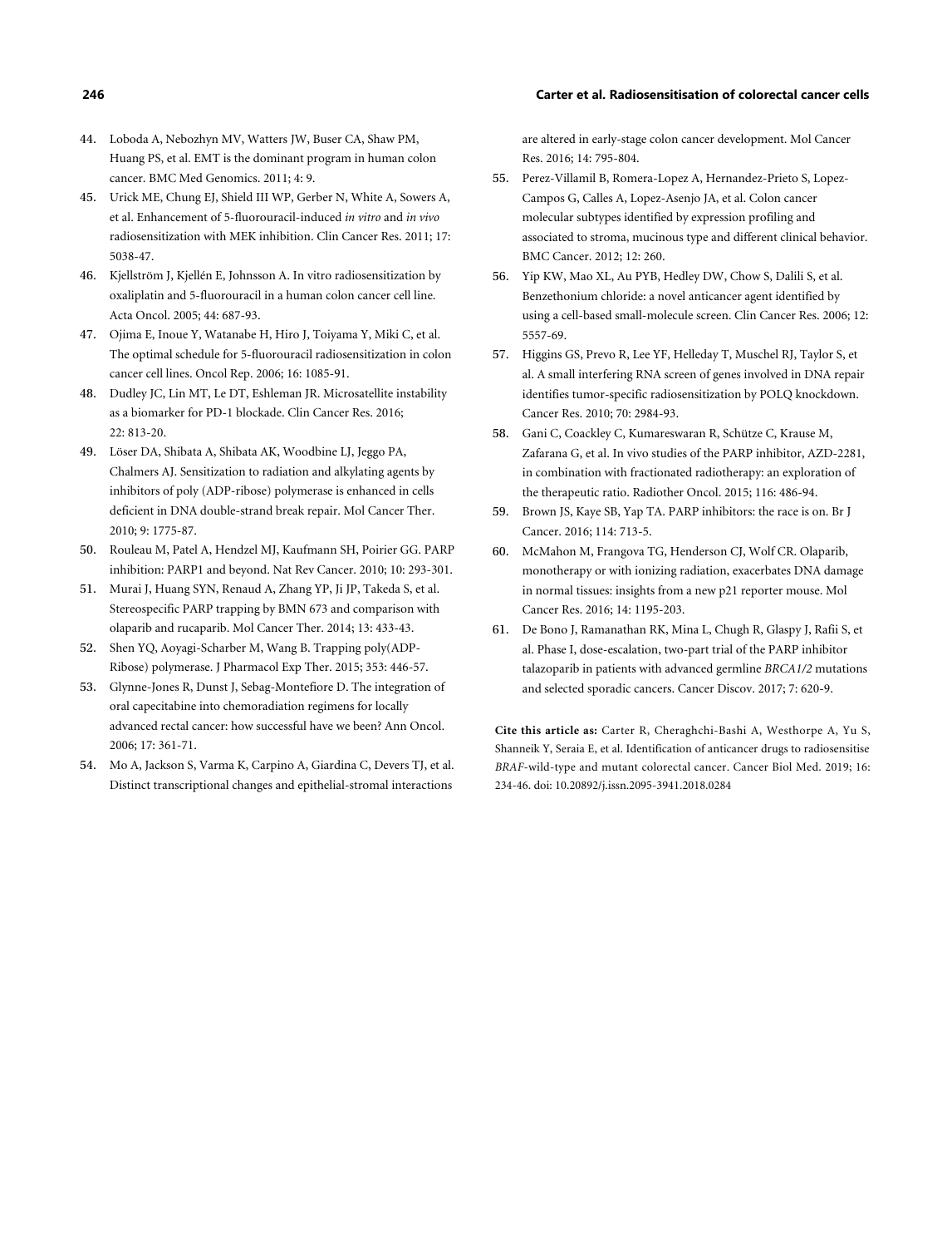44. Loboda A, Nebozhyn MV, Watters JW, Buser CA, Shaw PM, Huang PS, et al. EMT is the dominant program in human colon cancer. BMC Med Genomics. 2011; 4: 9.
45. Urick ME, Chung EJ, Shield III WP, Gerber N, White A, Sowers A, et al. Enhancement of 5-fluorouracil-induced *in vitro* and *in vivo* radiosensitization with MEK inhibition. Clin Cancer Res. 2011; 17: 5038-47.
46. Kjellström J, Kjellén E, Johnsson A. In vitro radiosensitization by oxaliplatin and 5-fluorouracil in a human colon cancer cell line. Acta Oncol. 2005; 44: 687-93.
47. Ojima E, Inoue Y, Watanabe H, Hiro J, Toiyama Y, Miki C, et al. The optimal schedule for 5-fluorouracil radiosensitization in colon cancer cell lines. Oncol Rep. 2006; 16: 1085-91.
48. Dudley JC, Lin MT, Le DT, Eshleman JR. Microsatellite instability as a biomarker for PD-1 blockade. Clin Cancer Res. 2016; 22: 813-20.
49. Löser DA, Shibata A, Shibata AK, Woodbine LJ, Jeggo PA, Chalmers AJ. Sensitization to radiation and alkylating agents by inhibitors of poly (ADP-ribose) polymerase is enhanced in cells deficient in DNA double-strand break repair. Mol Cancer Ther. 2010; 9: 1775-87.
50. Rouleau M, Patel A, Hendzel MJ, Kaufmann SH, Poirier GG. PARP inhibition: PARP1 and beyond. Nat Rev Cancer. 2010; 10: 293-301.
51. Murai J, Huang SYN, Renaud A, Zhang YP, Ji JP, Takeda S, et al. Stereospecific PARP trapping by BMN 673 and comparison with olaparib and rucaparib. Mol Cancer Ther. 2014; 13: 433-43.
52. Shen YQ, Aoyagi-Scharber M, Wang B. Trapping poly(ADP-Ribose) polymerase. J Pharmacol Exp Ther. 2015; 353: 446-57.
53. Glynne-Jones R, Dunst J, Sebag-Montefiore D. The integration of oral capecitabine into chemoradiation regimens for locally advanced rectal cancer: how successful have we been? Ann Oncol. 2006; 17: 361-71.
54. Mo A, Jackson S, Varma K, Carpino A, Giardina C, Devers TJ, et al. Distinct transcriptional changes and epithelial-stromal interactions are altered in early-stage colon cancer development. Mol Cancer Res. 2016; 14: 795-804.
55. Perez-Villamil B, Romera-Lopez A, Hernandez-Prieto S, Lopez-Campos G, Calles A, Lopez-Asenjo JA, et al. Colon cancer molecular subtypes identified by expression profiling and associated to stroma, mucinous type and different clinical behavior. BMC Cancer. 2012; 12: 260.
56. Yip KW, Mao XL, Au PYB, Hedley DW, Chow S, Dalili S, et al. Benzethonium chloride: a novel anticancer agent identified by using a cell-based small-molecule screen. Clin Cancer Res. 2006; 12: 5557-69.
57. Higgins GS, Prevo R, Lee YF, Helleday T, Muschel RJ, Taylor S, et al. A small interfering RNA screen of genes involved in DNA repair identifies tumor-specific radiosensitization by POLQ knockdown. Cancer Res. 2010; 70: 2984-93.
58. Gani C, Coackley C, Kumareswaran R, Schütze C, Krause M, Zafarana G, et al. In vivo studies of the PARP inhibitor, AZD-2281, in combination with fractionated radiotherapy: an exploration of the therapeutic ratio. Radiother Oncol. 2015; 116: 486-94.
59. Brown JS, Kaye SB, Yap TA. PARP inhibitors: the race is on. Br J Cancer. 2016; 114: 713-5.
60. McMahon M, Frangova TG, Henderson CJ, Wolf CR. Olaparib, monotherapy or with ionizing radiation, exacerbates DNA damage in normal tissues: insights from a new p21 reporter mouse. Mol Cancer Res. 2016; 14: 1195-203.
61. De Bono J, Ramanathan RK, Mina L, Chugh R, Glaspy J, Rafii S, et al. Phase I, dose-escalation, two-part trial of the PARP inhibitor talazoparib in patients with advanced germline *BRCA1/2* mutations and selected sporadic cancers. Cancer Discov. 2017; 7: 620-9.

**Cite this article as:** Carter R, Cheraghchi-Bashi A, Westhorpe A, Yu S, Shanneik Y, Seraia E, et al. Identification of anticancer drugs to radiosensitise *BRAF*-wild-type and mutant colorectal cancer. Cancer Biol Med. 2019; 16: 234-46. doi: 10.20892/j.issn.2095-3941.2018.0284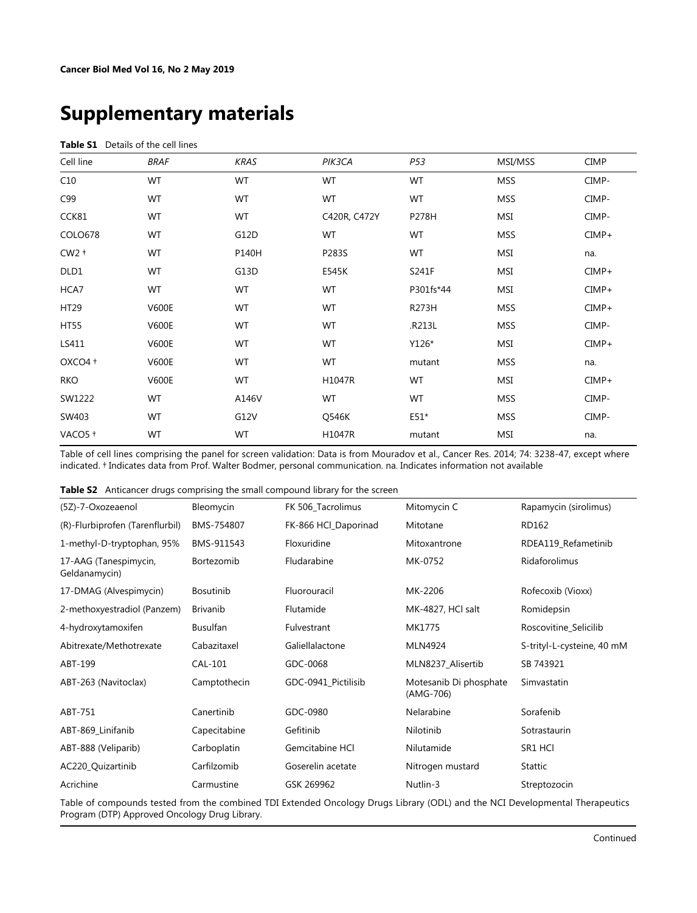# Supplementary materials

**Table S1** Details of the cell lines

| Cell line | *BRAF* | *KRAS* | *PIK3CA* | *P53* | MSI/MSS | CIMP |
|---|---|---|---|---|---|---|
| C10 | WT | WT | WT | WT | MSS | CIMP- |
| C99 | WT | WT | WT | WT | MSS | CIMP- |
| CCK81 | WT | WT | C420R, C472Y | P278H | MSI | CIMP- |
| COLO678 | WT | G12D | WT | WT | MSS | CIMP+ |
| CW2 † | WT | P140H | P283S | WT | MSI | na. |
| DLD1 | WT | G13D | E545K | S241F | MSI | CIMP+ |
| HCA7 | WT | WT | WT | P301fs*44 | MSI | CIMP+ |
| HT29 | V600E | WT | WT | R273H | MSS | CIMP+ |
| HT55 | V600E | WT | WT | .R213L | MSS | CIMP- |
| LS411 | V600E | WT | WT | Y126* | MSI | CIMP+ |
| OXCO4 † | V600E | WT | WT | mutant | MSS | na. |
| RKO | V600E | WT | H1047R | WT | MSI | CIMP+ |
| SW1222 | WT | A146V | WT | WT | MSS | CIMP- |
| SW403 | WT | G12V | Q546K | E51* | MSS | CIMP- |
| VACO5 † | WT | WT | H1047R | mutant | MSI | na. |

Table of cell lines comprising the panel for screen validation: Data is from Mouradov et al., Cancer Res. 2014; 74: 3238-47, except where indicated. † Indicates data from Prof. Walter Bodmer, personal communication. na. Indicates information not available

**Table S2** Anticancer drugs comprising the small compound library for the screen

| | | | | |
|---|---|---|---|---|
| (5Z)-7-Oxozeaenol | Bleomycin | FK 506_Tacrolimus | Mitomycin C | Rapamycin (sirolimus) |
| (R)-Flurbiprofen (Tarenflurbil) | BMS-754807 | FK-866 HCl_Daporinad | Mitotane | RD162 |
| 1-methyl-D-tryptophan, 95% | BMS-911543 | Floxuridine | Mitoxantrone | RDEA119_Refametinib |
| 17-AAG (Tanespimycin, Geldanamycin) | Bortezomib | Fludarabine | MK-0752 | Ridaforolimus |
| 17-DMAG (Alvespimycin) | Bosutinib | Fluorouracil | MK-2206 | Rofecoxib (Vioxx) |
| 2-methoxyestradiol (Panzem) | Brivanib | Flutamide | MK-4827, HCl salt | Romidepsin |
| 4-hydroxytamoxifen | Busulfan | Fulvestrant | MK1775 | Roscovitine_Selicilib |
| Abitrexate/Methotrexate | Cabazitaxel | Galiellalactone | MLN4924 | S-trityl-L-cysteine, 40 mM |
| ABT-199 | CAL-101 | GDC-0068 | MLN8237_Alisertib | SB 743921 |
| ABT-263 (Navitoclax) | Camptothecin | GDC-0941_Pictilisib | Motesanib Di phosphate (AMG-706) | Simvastatin |
| ABT-751 | Canertinib | GDC-0980 | Nelarabine | Sorafenib |
| ABT-869_Linifanib | Capecitabine | Gefitinib | Nilotinib | Sotrastaurin |
| ABT-888 (Veliparib) | Carboplatin | Gemcitabine HCl | Nilutamide | SR1 HCl |
| AC220_Quizartinib | Carfilzomib | Goserelin acetate | Nitrogen mustard | Stattic |
| Acrichine | Carmustine | GSK 269962 | Nutlin-3 | Streptozocin |

Table of compounds tested from the combined TDI Extended Oncology Drugs Library (ODL) and the NCI Developmental Therapeutics Program (DTP) Approved Oncology Drug Library.

Continued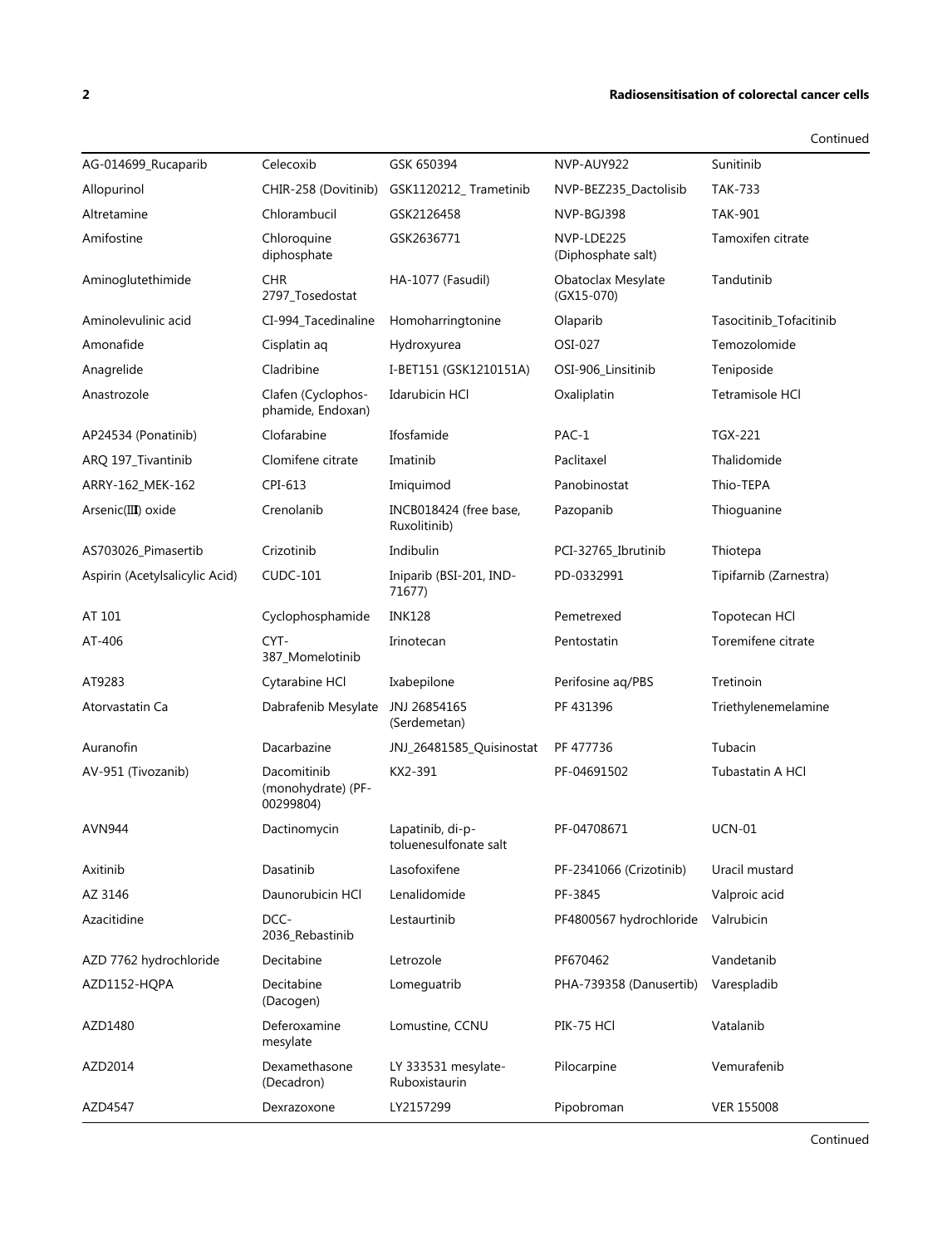Continued

| AG-014699_Rucaparib | Celecoxib | GSK 650394 | NVP-AUY922 | Sunitinib |
|---|---|---|---|---|
| Allopurinol | CHIR-258 (Dovitinib) | GSK1120212_ Trametinib | NVP-BEZ235_Dactolisib | TAK-733 |
| Altretamine | Chlorambucil | GSK2126458 | NVP-BGJ398 | TAK-901 |
| Amifostine | Chloroquine diphosphate | GSK2636771 | NVP-LDE225 (Diphosphate salt) | Tamoxifen citrate |
| Aminoglutethimide | CHR 2797_Tosedostat | HA-1077 (Fasudil) | Obatoclax Mesylate (GX15-070) | Tandutinib |
| Aminolevulinic acid | CI-994_Tacedinaline | Homoharringtonine | Olaparib | Tasocitinib_Tofacitinib |
| Amonafide | Cisplatin aq | Hydroxyurea | OSI-027 | Temozolomide |
| Anagrelide | Cladribine | I-BET151 (GSK1210151A) | OSI-906_Linsitinib | Teniposide |
| Anastrozole | Clafen (Cyclophos-phamide, Endoxan) | Idarubicin HCl | Oxaliplatin | Tetramisole HCl |
| AP24534 (Ponatinib) | Clofarabine | Ifosfamide | PAC-1 | TGX-221 |
| ARQ 197_Tivantinib | Clomifene citrate | Imatinib | Paclitaxel | Thalidomide |
| ARRY-162_MEK-162 | CPI-613 | Imiquimod | Panobinostat | Thio-TEPA |
| Arsenic(III) oxide | Crenolanib | INCB018424 (free base, Ruxolitinib) | Pazopanib | Thioguanine |
| AS703026_Pimasertib | Crizotinib | Indibulin | PCI-32765_Ibrutinib | Thiotepa |
| Aspirin (Acetylsalicylic Acid) | CUDC-101 | Iniparib (BSI-201, IND-71677) | PD-0332991 | Tipifarnib (Zarnestra) |
| AT 101 | Cyclophosphamide | INK128 | Pemetrexed | Topotecan HCl |
| AT-406 | CYT-387_Momelotinib | Irinotecan | Pentostatin | Toremifene citrate |
| AT9283 | Cytarabine HCl | Ixabepilone | Perifosine aq/PBS | Tretinoin |
| Atorvastatin Ca | Dabrafenib Mesylate | JNJ 26854165 (Serdemetan) | PF 431396 | Triethylenemelamine |
| Auranofin | Dacarbazine | JNJ_26481585_Quisinostat | PF 477736 | Tubacin |
| AV-951 (Tivozanib) | Dacomitinib (monohydrate) (PF-00299804) | KX2-391 | PF-04691502 | Tubastatin A HCl |
| AVN944 | Dactinomycin | Lapatinib, di-p-toluenesulfonate salt | PF-04708671 | UCN-01 |
| Axitinib | Dasatinib | Lasofoxifene | PF-2341066 (Crizotinib) | Uracil mustard |
| AZ 3146 | Daunorubicin HCl | Lenalidomide | PF-3845 | Valproic acid |
| Azacitidine | DCC-2036_Rebastinib | Lestaurtinib | PF4800567 hydrochloride | Valrubicin |
| AZD 7762 hydrochloride | Decitabine | Letrozole | PF670462 | Vandetanib |
| AZD1152-HQPA | Decitabine (Dacogen) | Lomeguatrib | PHA-739358 (Danusertib) | Varespladib |
| AZD1480 | Deferoxamine mesylate | Lomustine, CCNU | PIK-75 HCl | Vatalanib |
| AZD2014 | Dexamethasone (Decadron) | LY 333531 mesylate-Ruboxistaurin | Pilocarpine | Vemurafenib |
| AZD4547 | Dexrazoxone | LY2157299 | Pipobroman | VER 155008 |

Continued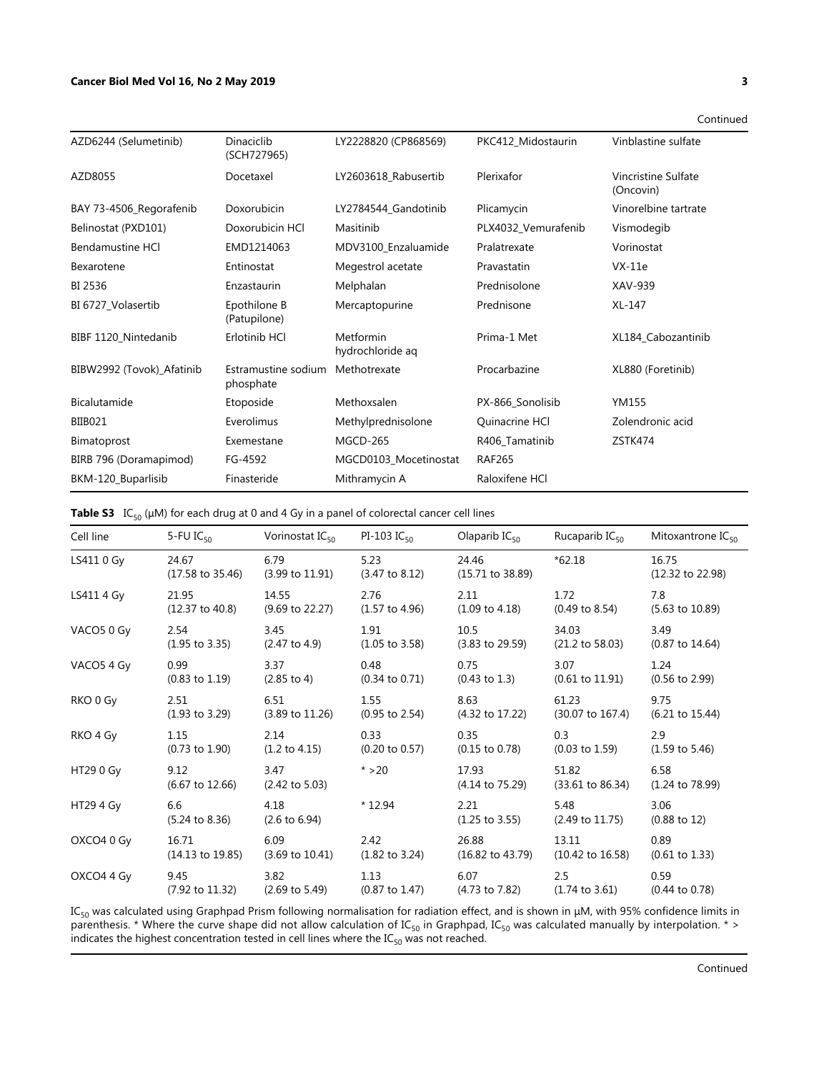Continued

| | | | | |
|---|---|---|---|---|
| AZD6244 (Selumetinib) | Dinaciclib (SCH727965) | LY2228820 (CP868569) | PKC412_Midostaurin | Vinblastine sulfate |
| AZD8055 | Docetaxel | LY2603618_Rabusertib | Plerixafor | Vincristine Sulfate (Oncovin) |
| BAY 73-4506_Regorafenib | Doxorubicin | LY2784544_Gandotinib | Plicamycin | Vinorelbine tartrate |
| Belinostat (PXD101) | Doxorubicin HCl | Masitinib | PLX4032_Vemurafenib | Vismodegib |
| Bendamustine HCl | EMD1214063 | MDV3100_Enzaluamide | Pralatrexate | Vorinostat |
| Bexarotene | Entinostat | Megestrol acetate | Pravastatin | VX-11e |
| BI 2536 | Enzastaurin | Melphalan | Prednisolone | XAV-939 |
| BI 6727_Volasertib | Epothilone B (Patupilone) | Mercaptopurine | Prednisone | XL-147 |
| BIBF 1120_Nintedanib | Erlotinib HCl | Metformin hydrochloride aq | Prima-1 Met | XL184_Cabozantinib |
| BIBW2992 (Tovok)_Afatinib | Estramustine sodium phosphate | Methotrexate | Procarbazine | XL880 (Foretinib) |
| Bicalutamide | Etoposide | Methoxsalen | PX-866_Sonolisib | YM155 |
| BIIB021 | Everolimus | Methylprednisolone | Quinacrine HCl | Zolendronic acid |
| Bimatoprost | Exemestane | MGCD-265 | R406_Tamatinib | ZSTK474 |
| BIRB 796 (Doramapimod) | FG-4592 | MGCD0103_Mocetinostat | RAF265 | |
| BKM-120_Buparlisib | Finasteride | Mithramycin A | Raloxifene HCl | |

**Table S3** $IC_{50}$ (μM) for each drug at 0 and 4 Gy in a panel of colorectal cancer cell lines

| Cell line | 5-FU $IC_{50}$ | Vorinostat $IC_{50}$ | PI-103 $IC_{50}$ | Olaparib $IC_{50}$ | Rucaparib $IC_{50}$ | Mitoxantrone $IC_{50}$ |
|---|---|---|---|---|---|---|
| LS411 0 Gy | 24.67 (17.58 to 35.46) | 6.79 (3.99 to 11.91) | 5.23 (3.47 to 8.12) | 24.46 (15.71 to 38.89) | *62.18 | 16.75 (12.32 to 22.98) |
| LS411 4 Gy | 21.95 (12.37 to 40.8) | 14.55 (9.69 to 22.27) | 2.76 (1.57 to 4.96) | 2.11 (1.09 to 4.18) | 1.72 (0.49 to 8.54) | 7.8 (5.63 to 10.89) |
| VACO5 0 Gy | 2.54 (1.95 to 3.35) | 3.45 (2.47 to 4.9) | 1.91 (1.05 to 3.58) | 10.5 (3.83 to 29.59) | 34.03 (21.2 to 58.03) | 3.49 (0.87 to 14.64) |
| VACO5 4 Gy | 0.99 (0.83 to 1.19) | 3.37 (2.85 to 4) | 0.48 (0.34 to 0.71) | 0.75 (0.43 to 1.3) | 3.07 (0.61 to 11.91) | 1.24 (0.56 to 2.99) |
| RKO 0 Gy | 2.51 (1.93 to 3.29) | 6.51 (3.89 to 11.26) | 1.55 (0.95 to 2.54) | 8.63 (4.32 to 17.22) | 61.23 (30.07 to 167.4) | 9.75 (6.21 to 15.44) |
| RKO 4 Gy | 1.15 (0.73 to 1.90) | 2.14 (1.2 to 4.15) | 0.33 (0.20 to 0.57) | 0.35 (0.15 to 0.78) | 0.3 (0.03 to 1.59) | 2.9 (1.59 to 5.46) |
| HT29 0 Gy | 9.12 (6.67 to 12.66) | 3.47 (2.42 to 5.03) | * >20 | 17.93 (4.14 to 75.29) | 51.82 (33.61 to 86.34) | 6.58 (1.24 to 78.99) |
| HT29 4 Gy | 6.6 (5.24 to 8.36) | 4.18 (2.6 to 6.94) | * 12.94 | 2.21 (1.25 to 3.55) | 5.48 (2.49 to 11.75) | 3.06 (0.88 to 12) |
| OXCO4 0 Gy | 16.71 (14.13 to 19.85) | 6.09 (3.69 to 10.41) | 2.42 (1.82 to 3.24) | 26.88 (16.82 to 43.79) | 13.11 (10.42 to 16.58) | 0.89 (0.61 to 1.33) |
| OXCO4 4 Gy | 9.45 (7.92 to 11.32) | 3.82 (2.69 to 5.49) | 1.13 (0.87 to 1.47) | 6.07 (4.73 to 7.82) | 2.5 (1.74 to 3.61) | 0.59 (0.44 to 0.78) |

$IC_{50}$ was calculated using Graphpad Prism following normalisation for radiation effect, and is shown in μM, with 95% confidence limits in parenthesis. * Where the curve shape did not allow calculation of $IC_{50}$ in Graphpad, $IC_{50}$ was calculated manually by interpolation. * > indicates the highest concentration tested in cell lines where the $IC_{50}$ was not reached.

Continued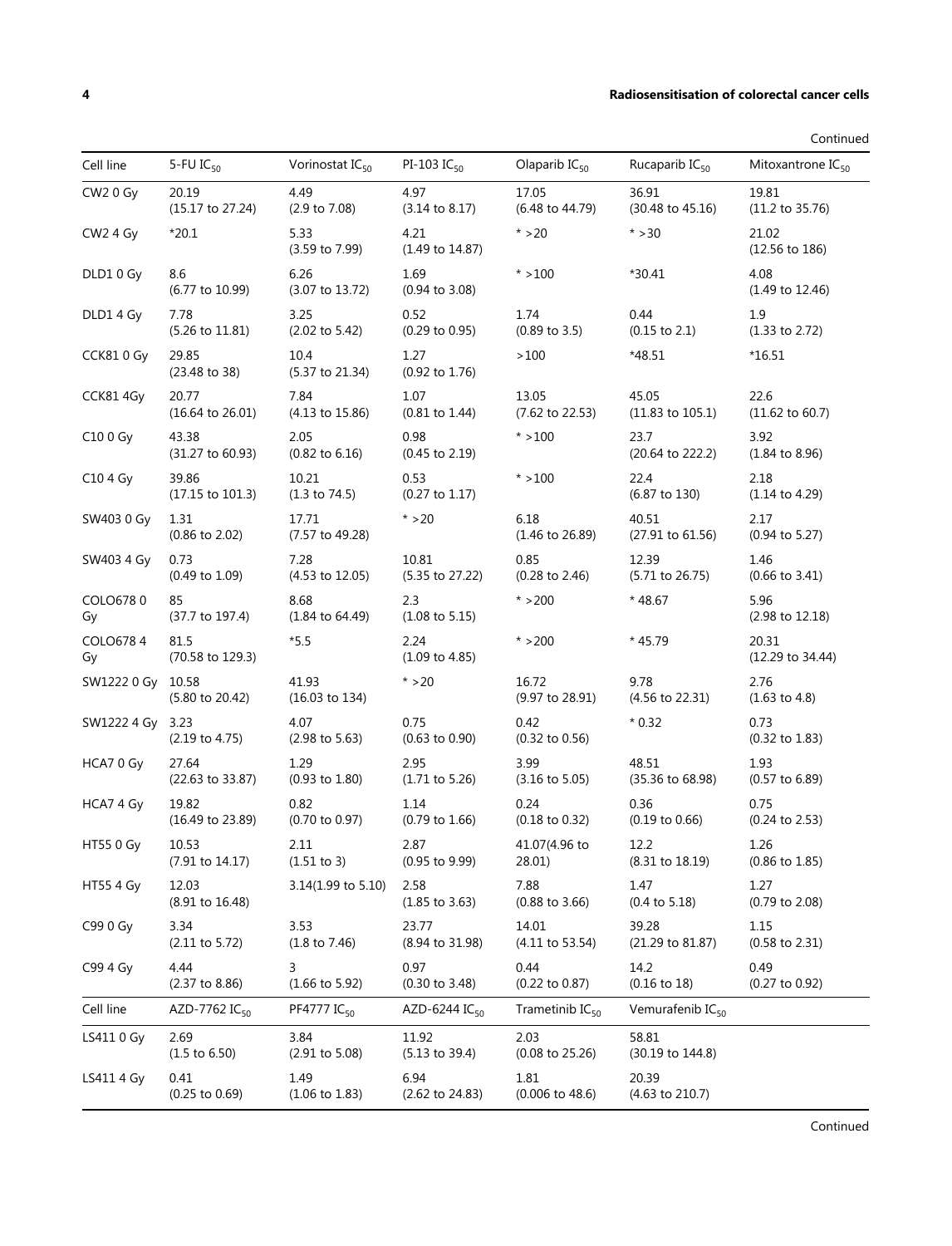Continued

| Cell line | 5-FU $IC_{50}$ | Vorinostat $IC_{50}$ | PI-103 $IC_{50}$ | Olaparib $IC_{50}$ | Rucaparib $IC_{50}$ | Mitoxantrone $IC_{50}$ |
|---|---|---|---|---|---|---|
| CW2 0 Gy | 20.19 (15.17 to 27.24) | 4.49 (2.9 to 7.08) | 4.97 (3.14 to 8.17) | 17.05 (6.48 to 44.79) | 36.91 (30.48 to 45.16) | 19.81 (11.2 to 35.76) |
| CW2 4 Gy | *20.1 | 5.33 (3.59 to 7.99) | 4.21 (1.49 to 14.87) | * >20 | * >30 | 21.02 (12.56 to 186) |
| DLD1 0 Gy | 8.6 (6.77 to 10.99) | 6.26 (3.07 to 13.72) | 1.69 (0.94 to 3.08) | * >100 | *30.41 | 4.08 (1.49 to 12.46) |
| DLD1 4 Gy | 7.78 (5.26 to 11.81) | 3.25 (2.02 to 5.42) | 0.52 (0.29 to 0.95) | 1.74 (0.89 to 3.5) | 0.44 (0.15 to 2.1) | 1.9 (1.33 to 2.72) |
| CCK81 0 Gy | 29.85 (23.48 to 38) | 10.4 (5.37 to 21.34) | 1.27 (0.92 to 1.76) | >100 | *48.51 | *16.51 |
| CCK81 4Gy | 20.77 (16.64 to 26.01) | 7.84 (4.13 to 15.86) | 1.07 (0.81 to 1.44) | 13.05 (7.62 to 22.53) | 45.05 (11.83 to 105.1) | 22.6 (11.62 to 60.7) |
| C10 0 Gy | 43.38 (31.27 to 60.93) | 2.05 (0.82 to 6.16) | 0.98 (0.45 to 2.19) | * >100 | 23.7 (20.64 to 222.2) | 3.92 (1.84 to 8.96) |
| C10 4 Gy | 39.86 (17.15 to 101.3) | 10.21 (1.3 to 74.5) | 0.53 (0.27 to 1.17) | * >100 | 22.4 (6.87 to 130) | 2.18 (1.14 to 4.29) |
| SW403 0 Gy | 1.31 (0.86 to 2.02) | 17.71 (7.57 to 49.28) | * >20 | 6.18 (1.46 to 26.89) | 40.51 (27.91 to 61.56) | 2.17 (0.94 to 5.27) |
| SW403 4 Gy | 0.73 (0.49 to 1.09) | 7.28 (4.53 to 12.05) | 10.81 (5.35 to 27.22) | 0.85 (0.28 to 2.46) | 12.39 (5.71 to 26.75) | 1.46 (0.66 to 3.41) |
| COLO678 0 Gy | 85 (37.7 to 197.4) | 8.68 (1.84 to 64.49) | 2.3 (1.08 to 5.15) | * >200 | * 48.67 | 5.96 (2.98 to 12.18) |
| COLO678 4 Gy | 81.5 (70.58 to 129.3) | *5.5 | 2.24 (1.09 to 4.85) | * >200 | * 45.79 | 20.31 (12.29 to 34.44) |
| SW1222 0 Gy | 10.58 (5.80 to 20.42) | 41.93 (16.03 to 134) | * >20 | 16.72 (9.97 to 28.91) | 9.78 (4.56 to 22.31) | 2.76 (1.63 to 4.8) |
| SW1222 4 Gy | 3.23 (2.19 to 4.75) | 4.07 (2.98 to 5.63) | 0.75 (0.63 to 0.90) | 0.42 (0.32 to 0.56) | * 0.32 | 0.73 (0.32 to 1.83) |
| HCA7 0 Gy | 27.64 (22.63 to 33.87) | 1.29 (0.93 to 1.80) | 2.95 (1.71 to 5.26) | 3.99 (3.16 to 5.05) | 48.51 (35.36 to 68.98) | 1.93 (0.57 to 6.89) |
| HCA7 4 Gy | 19.82 (16.49 to 23.89) | 0.82 (0.70 to 0.97) | 1.14 (0.79 to 1.66) | 0.24 (0.18 to 0.32) | 0.36 (0.19 to 0.66) | 0.75 (0.24 to 2.53) |
| HT55 0 Gy | 10.53 (7.91 to 14.17) | 2.11 (1.51 to 3) | 2.87 (0.95 to 9.99) | 41.07(4.96 to 28.01) | 12.2 (8.31 to 18.19) | 1.26 (0.86 to 1.85) |
| HT55 4 Gy | 12.03 (8.91 to 16.48) | 3.14(1.99 to 5.10) | 2.58 (1.85 to 3.63) | 7.88 (0.88 to 3.66) | 1.47 (0.4 to 5.18) | 1.27 (0.79 to 2.08) |
| C99 0 Gy | 3.34 (2.11 to 5.72) | 3.53 (1.8 to 7.46) | 23.77 (8.94 to 31.98) | 14.01 (4.11 to 53.54) | 39.28 (21.29 to 81.87) | 1.15 (0.58 to 2.31) |
| C99 4 Gy | 4.44 (2.37 to 8.86) | 3 (1.66 to 5.92) | 0.97 (0.30 to 3.48) | 0.44 (0.22 to 0.87) | 14.2 (0.16 to 18) | 0.49 (0.27 to 0.92) |
| **Cell line** | **AZD-7762 $IC_{50}$** | **PF4777 $IC_{50}$** | **AZD-6244 $IC_{50}$** | **Trametinib $IC_{50}$** | **Vemurafenib $IC_{50}$** | |
| LS411 0 Gy | 2.69 (1.5 to 6.50) | 3.84 (2.91 to 5.08) | 11.92 (5.13 to 39.4) | 2.03 (0.08 to 25.26) | 58.81 (30.19 to 144.8) | |
| LS411 4 Gy | 0.41 (0.25 to 0.69) | 1.49 (1.06 to 1.83) | 6.94 (2.62 to 24.83) | 1.81 (0.006 to 48.6) | 20.39 (4.63 to 210.7) | |

Continued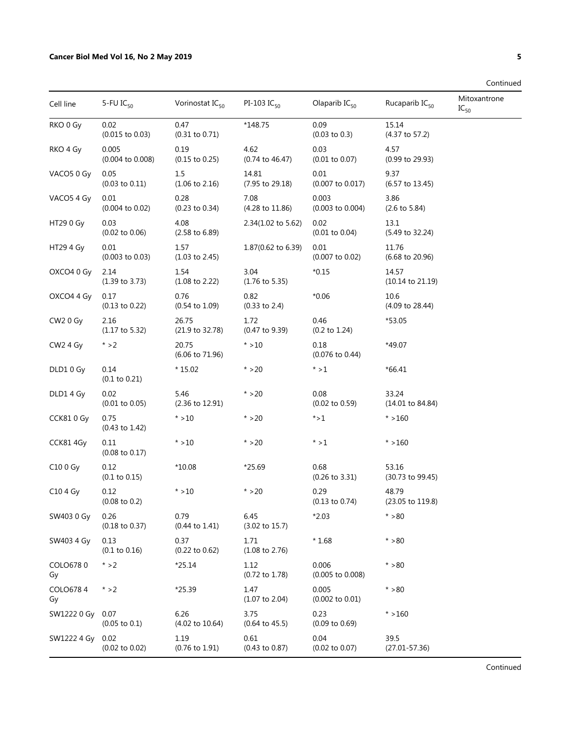Continued

| Cell line | 5-FU $IC_{50}$ | Vorinostat $IC_{50}$ | PI-103 $IC_{50}$ | Olaparib $IC_{50}$ | Rucaparib $IC_{50}$ | Mitoxantrone $IC_{50}$ |
|---|---|---|---|---|---|---|
| RKO 0 Gy | 0.02 (0.015 to 0.03) | 0.47 (0.31 to 0.71) | *148.75 | 0.09 (0.03 to 0.3) | 15.14 (4.37 to 57.2) | |
| RKO 4 Gy | 0.005 (0.004 to 0.008) | 0.19 (0.15 to 0.25) | 4.62 (0.74 to 46.47) | 0.03 (0.01 to 0.07) | 4.57 (0.99 to 29.93) | |
| VACO5 0 Gy | 0.05 (0.03 to 0.11) | 1.5 (1.06 to 2.16) | 14.81 (7.95 to 29.18) | 0.01 (0.007 to 0.017) | 9.37 (6.57 to 13.45) | |
| VACO5 4 Gy | 0.01 (0.004 to 0.02) | 0.28 (0.23 to 0.34) | 7.08 (4.28 to 11.86) | 0.003 (0.003 to 0.004) | 3.86 (2.6 to 5.84) | |
| HT29 0 Gy | 0.03 (0.02 to 0.06) | 4.08 (2.58 to 6.89) | 2.34(1.02 to 5.62) | 0.02 (0.01 to 0.04) | 13.1 (5.49 to 32.24) | |
| HT29 4 Gy | 0.01 (0.003 to 0.03) | 1.57 (1.03 to 2.45) | 1.87(0.62 to 6.39) | 0.01 (0.007 to 0.02) | 11.76 (6.68 to 20.96) | |
| OXCO4 0 Gy | 2.14 (1.39 to 3.73) | 1.54 (1.08 to 2.22) | 3.04 (1.76 to 5.35) | *0.15 | 14.57 (10.14 to 21.19) | |
| OXCO4 4 Gy | 0.17 (0.13 to 0.22) | 0.76 (0.54 to 1.09) | 0.82 (0.33 to 2.4) | *0.06 | 10.6 (4.09 to 28.44) | |
| CW2 0 Gy | 2.16 (1.17 to 5.32) | 26.75 (21.9 to 32.78) | 1.72 (0.47 to 9.39) | 0.46 (0.2 to 1.24) | *53.05 | |
| CW2 4 Gy | * >2 | 20.75 (6.06 to 71.96) | * >10 | 0.18 (0.076 to 0.44) | *49.07 | |
| DLD1 0 Gy | 0.14 (0.1 to 0.21) | * 15.02 | * >20 | * >1 | *66.41 | |
| DLD1 4 Gy | 0.02 (0.01 to 0.05) | 5.46 (2.36 to 12.91) | * >20 | 0.08 (0.02 to 0.59) | 33.24 (14.01 to 84.84) | |
| CCK81 0 Gy | 0.75 (0.43 to 1.42) | * >10 | * >20 | *>1 | * >160 | |
| CCK81 4Gy | 0.11 (0.08 to 0.17) | * >10 | * >20 | * >1 | * >160 | |
| C10 0 Gy | 0.12 (0.1 to 0.15) | *10.08 | *25.69 | 0.68 (0.26 to 3.31) | 53.16 (30.73 to 99.45) | |
| C10 4 Gy | 0.12 (0.08 to 0.2) | * >10 | * >20 | 0.29 (0.13 to 0.74) | 48.79 (23.05 to 119.8) | |
| SW403 0 Gy | 0.26 (0.18 to 0.37) | 0.79 (0.44 to 1.41) | 6.45 (3.02 to 15.7) | *2.03 | * >80 | |
| SW403 4 Gy | 0.13 (0.1 to 0.16) | 0.37 (0.22 to 0.62) | 1.71 (1.08 to 2.76) | * 1.68 | * >80 | |
| COLO678 0 Gy | * >2 | *25.14 | 1.12 (0.72 to 1.78) | 0.006 (0.005 to 0.008) | * >80 | |
| COLO678 4 Gy | * >2 | *25.39 | 1.47 (1.07 to 2.04) | 0.005 (0.002 to 0.01) | * >80 | |
| SW1222 0 Gy | 0.07 (0.05 to 0.1) | 6.26 (4.02 to 10.64) | 3.75 (0.64 to 45.5) | 0.23 (0.09 to 0.69) | * >160 | |
| SW1222 4 Gy | 0.02 (0.02 to 0.02) | 1.19 (0.76 to 1.91) | 0.61 (0.43 to 0.87) | 0.04 (0.02 to 0.07) | 39.5 (27.01-57.36) | |

Continued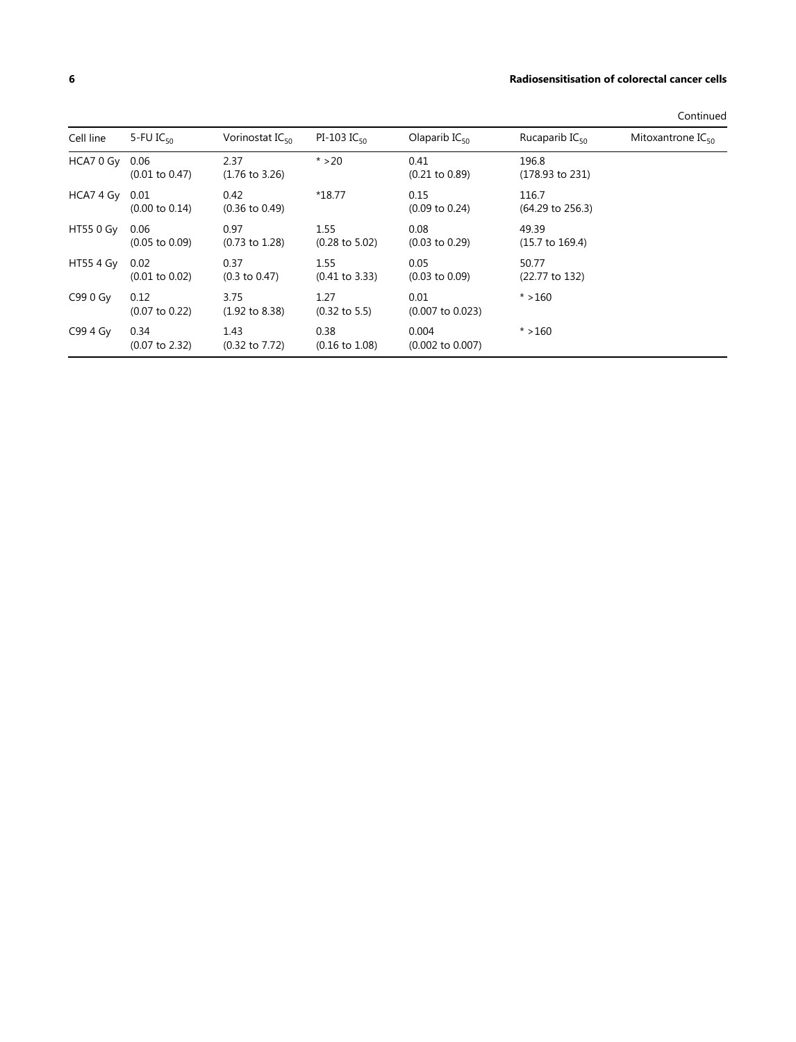Continued

| Cell line | 5-FU $IC_{50}$ | Vorinostat $IC_{50}$ | PI-103 $IC_{50}$ | Olaparib $IC_{50}$ | Rucaparib $IC_{50}$ | Mitoxantrone $IC_{50}$ |
|---|---|---|---|---|---|---|
| HCA7 0 Gy | 0.06 (0.01 to 0.47) | 2.37 (1.76 to 3.26) | * >20 | 0.41 (0.21 to 0.89) | 196.8 (178.93 to 231) | |
| HCA7 4 Gy | 0.01 (0.00 to 0.14) | 0.42 (0.36 to 0.49) | *18.77 | 0.15 (0.09 to 0.24) | 116.7 (64.29 to 256.3) | |
| HT55 0 Gy | 0.06 (0.05 to 0.09) | 0.97 (0.73 to 1.28) | 1.55 (0.28 to 5.02) | 0.08 (0.03 to 0.29) | 49.39 (15.7 to 169.4) | |
| HT55 4 Gy | 0.02 (0.01 to 0.02) | 0.37 (0.3 to 0.47) | 1.55 (0.41 to 3.33) | 0.05 (0.03 to 0.09) | 50.77 (22.77 to 132) | |
| C99 0 Gy | 0.12 (0.07 to 0.22) | 3.75 (1.92 to 8.38) | 1.27 (0.32 to 5.5) | 0.01 (0.007 to 0.023) | * >160 | |
| C99 4 Gy | 0.34 (0.07 to 2.32) | 1.43 (0.32 to 7.72) | 0.38 (0.16 to 1.08) | 0.004 (0.002 to 0.007) | * >160 | |